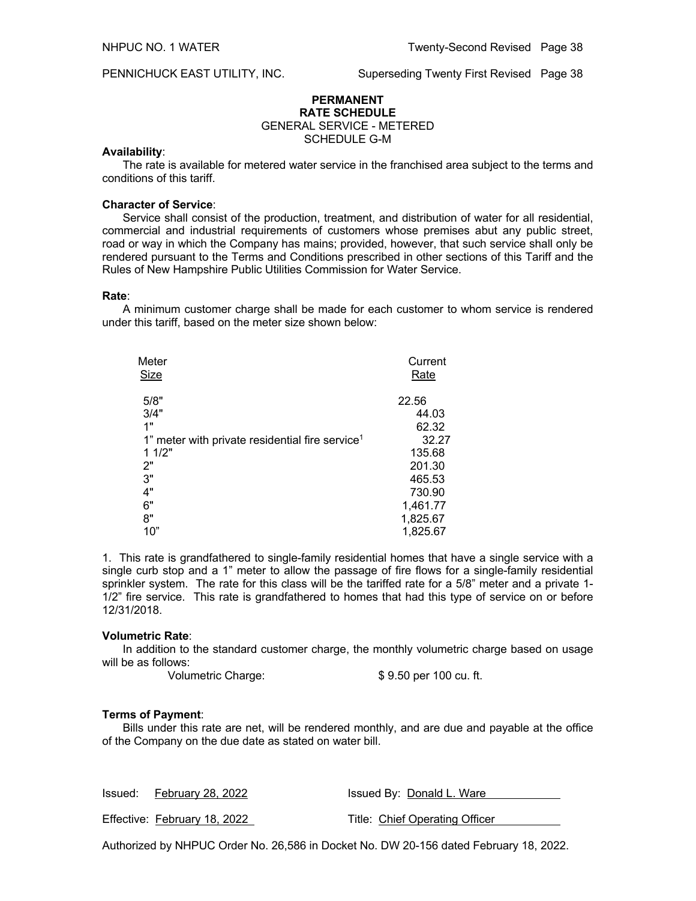NHPUC NO. 1 WATER — Twenty-Second Revised Page 38

PENNICHUCK EAST UTILITY, INC. — Superseding Twenty First Revised Page 38

## PERMANENT
## RATE SCHEDULE
### GENERAL SERVICE - METERED
### SCHEDULE G-M

**Availability**:

The rate is available for metered water service in the franchised area subject to the terms and conditions of this tariff.

**Character of Service**:

Service shall consist of the production, treatment, and distribution of water for all residential, commercial and industrial requirements of customers whose premises abut any public street, road or way in which the Company has mains; provided, however, that such service shall only be rendered pursuant to the Terms and Conditions prescribed in other sections of this Tariff and the Rules of New Hampshire Public Utilities Commission for Water Service.

**Rate**:

A minimum customer charge shall be made for each customer to whom service is rendered under this tariff, based on the meter size shown below:

| Meter Size | Current Rate |
|---|---|
| 5/8" | 22.56 |
| 3/4" | 44.03 |
| 1" | 62.32 |
| 1" meter with private residential fire service[1] | 32.27 |
| 1 1/2" | 135.68 |
| 2" | 201.30 |
| 3" | 465.53 |
| 4" | 730.90 |
| 6" | 1,461.77 |
| 8" | 1,825.67 |
| 10" | 1,825.67 |

1. This rate is grandfathered to single-family residential homes that have a single service with a single curb stop and a 1" meter to allow the passage of fire flows for a single-family residential sprinkler system. The rate for this class will be the tariffed rate for a 5/8" meter and a private 1-1/2" fire service. This rate is grandfathered to homes that had this type of service on or before 12/31/2018.

**Volumetric Rate**:

In addition to the standard customer charge, the monthly volumetric charge based on usage will be as follows:

Volumetric Charge: $ 9.50 per 100 cu. ft.

**Terms of Payment**:

Bills under this rate are net, will be rendered monthly, and are due and payable at the office of the Company on the due date as stated on water bill.

Issued: February 28, 2022 — Issued By: Donald L. Ware

Effective: February 18, 2022 — Title: Chief Operating Officer

Authorized by NHPUC Order No. 26,586 in Docket No. DW 20-156 dated February 18, 2022.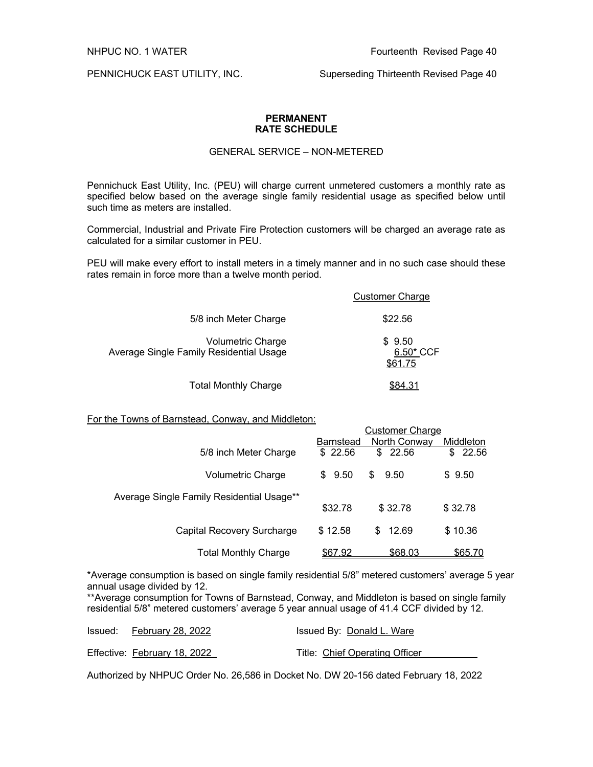NHPUC NO. 1 WATER Fourteenth Revised Page 40

PENNICHUCK EAST UTILITY, INC. Superseding Thirteenth Revised Page 40

**PERMANENT**
**RATE SCHEDULE**

GENERAL SERVICE – NON-METERED

Pennichuck East Utility, Inc. (PEU) will charge current unmetered customers a monthly rate as specified below based on the average single family residential usage as specified below until such time as meters are installed.

Commercial, Industrial and Private Fire Protection customers will be charged an average rate as calculated for a similar customer in PEU.

PEU will make every effort to install meters in a timely manner and in no such case should these rates remain in force more than a twelve month period.

| | Customer Charge |
|---|---|
| 5/8 inch Meter Charge | $22.56 |
| Volumetric Charge | $ 9.50 |
| Average Single Family Residential Usage | 6.50* CCF |
| | $61.75 |
| Total Monthly Charge | $84.31 |

For the Towns of Barnstead, Conway, and Middleton:

| | Customer Charge | | |
|---|---|---|---|
| | Barnstead | North Conway | Middleton |
| 5/8 inch Meter Charge | $ 22.56 | $ 22.56 | $ 22.56 |
| Volumetric Charge | $ 9.50 | $ 9.50 | $ 9.50 |
| Average Single Family Residential Usage** | $32.78 | $ 32.78 | $ 32.78 |
| Capital Recovery Surcharge | $ 12.58 | $ 12.69 | $ 10.36 |
| Total Monthly Charge | $67.92 | $68.03 | $65.70 |

*Average consumption is based on single family residential 5/8" metered customers' average 5 year annual usage divided by 12.

**Average consumption for Towns of Barnstead, Conway, and Middleton is based on single family residential 5/8" metered customers' average 5 year annual usage of 41.4 CCF divided by 12.

Issued: February 28, 2022 Issued By: Donald L. Ware

Effective: February 18, 2022 Title: Chief Operating Officer

Authorized by NHPUC Order No. 26,586 in Docket No. DW 20-156 dated February 18, 2022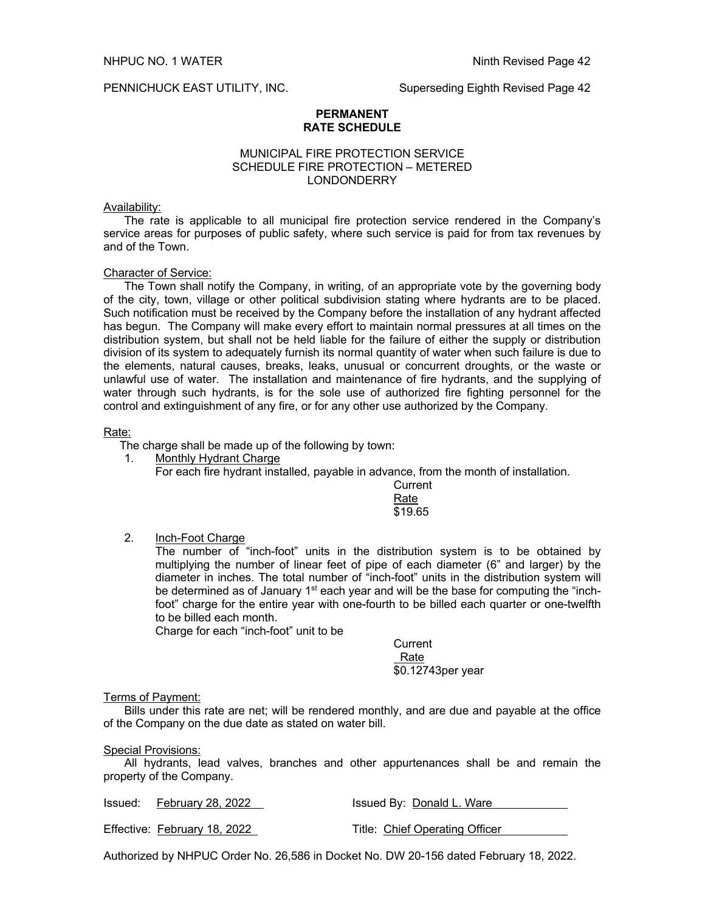NHPUC NO. 1 WATER  
Ninth Revised Page 42

PENNICHUCK EAST UTILITY, INC.  
Superseding Eighth Revised Page 42

## PERMANENT RATE SCHEDULE

### MUNICIPAL FIRE PROTECTION SERVICE
### SCHEDULE FIRE PROTECTION – METERED
### LONDONDERRY

Availability:

The rate is applicable to all municipal fire protection service rendered in the Company's service areas for purposes of public safety, where such service is paid for from tax revenues by and of the Town.

Character of Service:

The Town shall notify the Company, in writing, of an appropriate vote by the governing body of the city, town, village or other political subdivision stating where hydrants are to be placed. Such notification must be received by the Company before the installation of any hydrant affected has begun. The Company will make every effort to maintain normal pressures at all times on the distribution system, but shall not be held liable for the failure of either the supply or distribution division of its system to adequately furnish its normal quantity of water when such failure is due to the elements, natural causes, breaks, leaks, unusual or concurrent droughts, or the waste or unlawful use of water. The installation and maintenance of fire hydrants, and the supplying of water through such hydrants, is for the sole use of authorized fire fighting personnel for the control and extinguishment of any fire, or for any other use authorized by the Company.

Rate:

The charge shall be made up of the following by town:

1. Monthly Hydrant Charge

   For each fire hydrant installed, payable in advance, from the month of installation.

   | Current Rate |
   |---|
   | $19.65 |

2. Inch-Foot Charge

   The number of "inch-foot" units in the distribution system is to be obtained by multiplying the number of linear feet of pipe of each diameter (6" and larger) by the diameter in inches. The total number of "inch-foot" units in the distribution system will be determined as of January 1st each year and will be the base for computing the "inch-foot" charge for the entire year with one-fourth to be billed each quarter or one-twelfth to be billed each month.

   Charge for each "inch-foot" unit to be

   | Current Rate |
   |---|
   | $0.12743per year |

Terms of Payment:

Bills under this rate are net; will be rendered monthly, and are due and payable at the office of the Company on the due date as stated on water bill.

Special Provisions:

All hydrants, lead valves, branches and other appurtenances shall be and remain the property of the Company.

Issued: February 28, 2022  
Issued By: Donald L. Ware

Effective: February 18, 2022  
Title: Chief Operating Officer

Authorized by NHPUC Order No. 26,586 in Docket No. DW 20-156 dated February 18, 2022.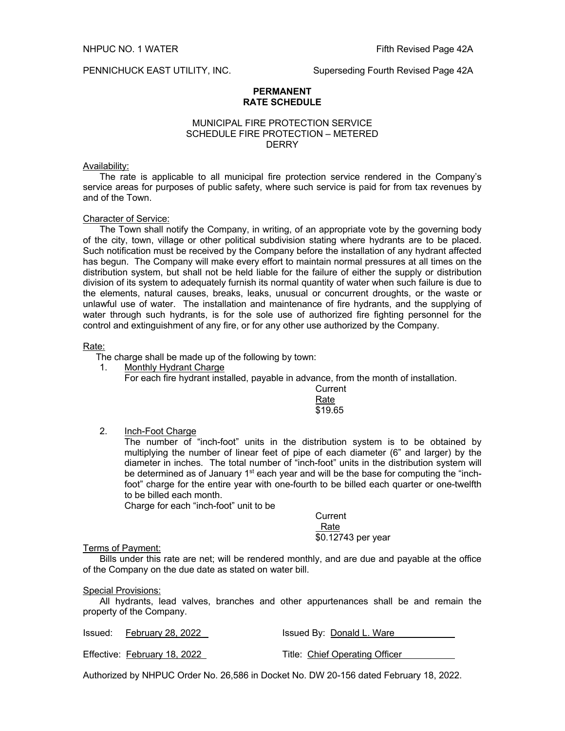NHPUC NO. 1 WATER Fifth Revised Page 42A

PENNICHUCK EAST UTILITY, INC. Superseding Fourth Revised Page 42A

**PERMANENT**
**RATE SCHEDULE**

MUNICIPAL FIRE PROTECTION SERVICE
SCHEDULE FIRE PROTECTION – METERED
DERRY

Availability:

The rate is applicable to all municipal fire protection service rendered in the Company's service areas for purposes of public safety, where such service is paid for from tax revenues by and of the Town.

Character of Service:

The Town shall notify the Company, in writing, of an appropriate vote by the governing body of the city, town, village or other political subdivision stating where hydrants are to be placed. Such notification must be received by the Company before the installation of any hydrant affected has begun. The Company will make every effort to maintain normal pressures at all times on the distribution system, but shall not be held liable for the failure of either the supply or distribution division of its system to adequately furnish its normal quantity of water when such failure is due to the elements, natural causes, breaks, leaks, unusual or concurrent droughts, or the waste or unlawful use of water. The installation and maintenance of fire hydrants, and the supplying of water through such hydrants, is for the sole use of authorized fire fighting personnel for the control and extinguishment of any fire, or for any other use authorized by the Company.

Rate:

The charge shall be made up of the following by town:

1. Monthly Hydrant Charge
   For each fire hydrant installed, payable in advance, from the month of installation.

   | Current Rate |
   |---|
   | $19.65 |

2. Inch-Foot Charge
   The number of "inch-foot" units in the distribution system is to be obtained by multiplying the number of linear feet of pipe of each diameter (6" and larger) by the diameter in inches. The total number of "inch-foot" units in the distribution system will be determined as of January 1st each year and will be the base for computing the "inch-foot" charge for the entire year with one-fourth to be billed each quarter or one-twelfth to be billed each month.
   Charge for each "inch-foot" unit to be

   | Current Rate |
   |---|
   | $0.12743 per year |

Terms of Payment:

Bills under this rate are net; will be rendered monthly, and are due and payable at the office of the Company on the due date as stated on water bill.

Special Provisions:

All hydrants, lead valves, branches and other appurtenances shall be and remain the property of the Company.

Issued: February 28, 2022 Issued By: Donald L. Ware

Effective: February 18, 2022 Title: Chief Operating Officer

Authorized by NHPUC Order No. 26,586 in Docket No. DW 20-156 dated February 18, 2022.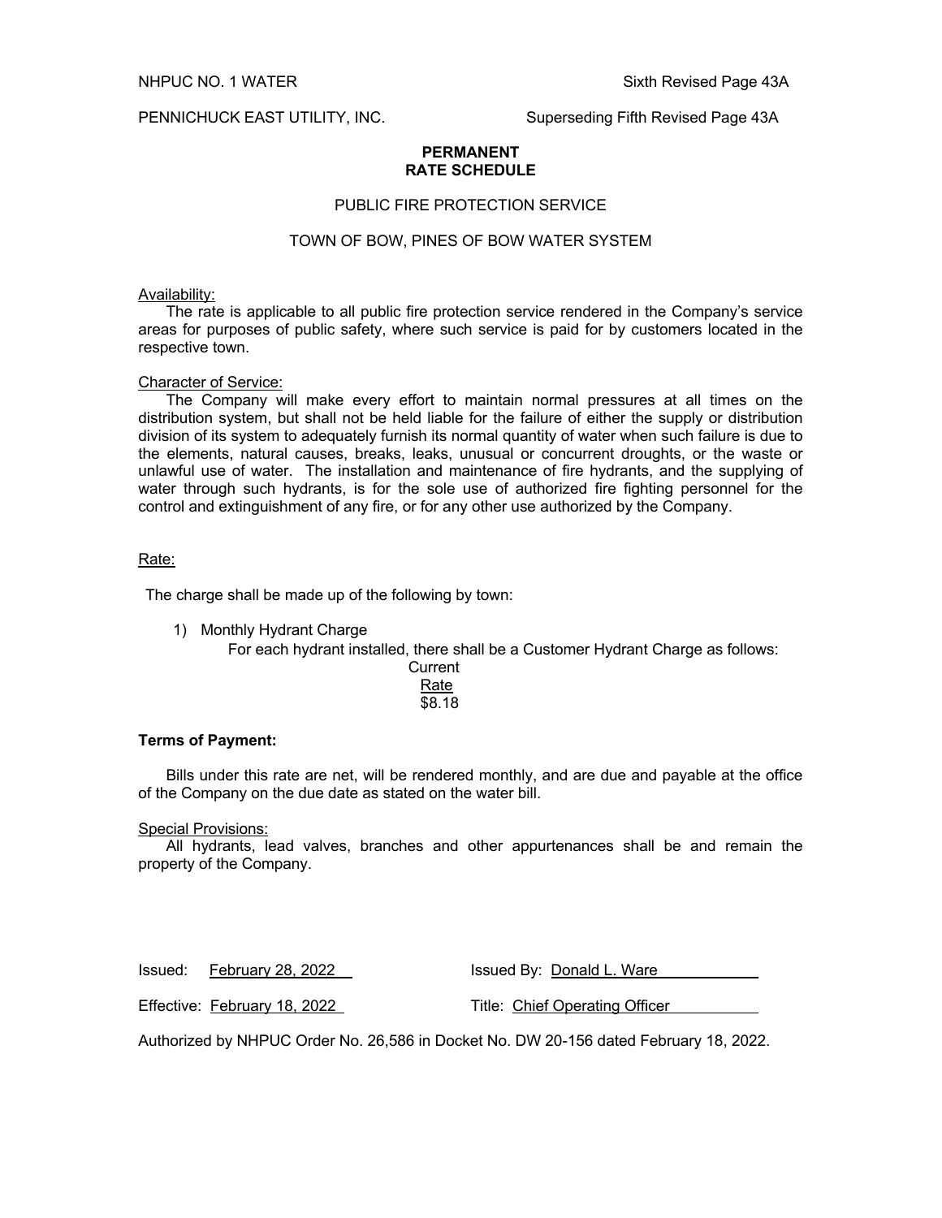NHPUC NO. 1 WATER — Sixth Revised Page 43A

PENNICHUCK EAST UTILITY, INC. — Superseding Fifth Revised Page 43A

**PERMANENT**
**RATE SCHEDULE**

PUBLIC FIRE PROTECTION SERVICE

TOWN OF BOW, PINES OF BOW WATER SYSTEM

Availability:

The rate is applicable to all public fire protection service rendered in the Company's service areas for purposes of public safety, where such service is paid for by customers located in the respective town.

Character of Service:

The Company will make every effort to maintain normal pressures at all times on the distribution system, but shall not be held liable for the failure of either the supply or distribution division of its system to adequately furnish its normal quantity of water when such failure is due to the elements, natural causes, breaks, leaks, unusual or concurrent droughts, or the waste or unlawful use of water. The installation and maintenance of fire hydrants, and the supplying of water through such hydrants, is for the sole use of authorized fire fighting personnel for the control and extinguishment of any fire, or for any other use authorized by the Company.

Rate:

The charge shall be made up of the following by town:

1) Monthly Hydrant Charge

For each hydrant installed, there shall be a Customer Hydrant Charge as follows:

| Current Rate |
| --- |
| $8.18 |

**Terms of Payment:**

Bills under this rate are net, will be rendered monthly, and are due and payable at the office of the Company on the due date as stated on the water bill.

Special Provisions:

All hydrants, lead valves, branches and other appurtenances shall be and remain the property of the Company.

Issued: February 28, 2022 — Issued By: Donald L. Ware

Effective: February 18, 2022 — Title: Chief Operating Officer

Authorized by NHPUC Order No. 26,586 in Docket No. DW 20-156 dated February 18, 2022.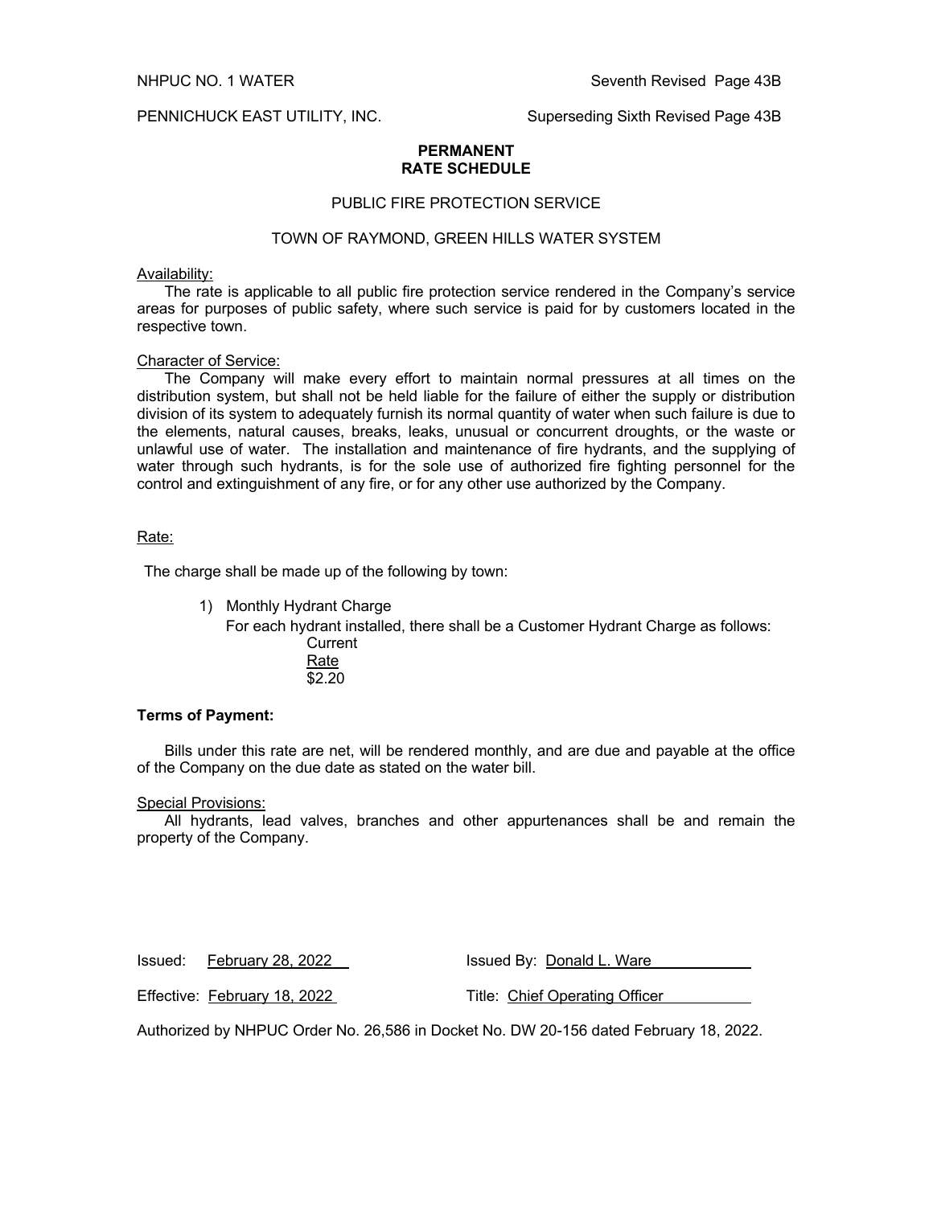NHPUC NO. 1 WATER Seventh Revised Page 43B

PENNICHUCK EAST UTILITY, INC. Superseding Sixth Revised Page 43B

**PERMANENT**
**RATE SCHEDULE**

PUBLIC FIRE PROTECTION SERVICE

TOWN OF RAYMOND, GREEN HILLS WATER SYSTEM

Availability:

The rate is applicable to all public fire protection service rendered in the Company's service areas for purposes of public safety, where such service is paid for by customers located in the respective town.

Character of Service:

The Company will make every effort to maintain normal pressures at all times on the distribution system, but shall not be held liable for the failure of either the supply or distribution division of its system to adequately furnish its normal quantity of water when such failure is due to the elements, natural causes, breaks, leaks, unusual or concurrent droughts, or the waste or unlawful use of water. The installation and maintenance of fire hydrants, and the supplying of water through such hydrants, is for the sole use of authorized fire fighting personnel for the control and extinguishment of any fire, or for any other use authorized by the Company.

Rate:

The charge shall be made up of the following by town:

1) Monthly Hydrant Charge

   For each hydrant installed, there shall be a Customer Hydrant Charge as follows:

   | Current Rate |
   | --- |
   | $2.20 |

**Terms of Payment:**

Bills under this rate are net, will be rendered monthly, and are due and payable at the office of the Company on the due date as stated on the water bill.

Special Provisions:

All hydrants, lead valves, branches and other appurtenances shall be and remain the property of the Company.

Issued: February 28, 2022 Issued By: Donald L. Ware

Effective: February 18, 2022 Title: Chief Operating Officer

Authorized by NHPUC Order No. 26,586 in Docket No. DW 20-156 dated February 18, 2022.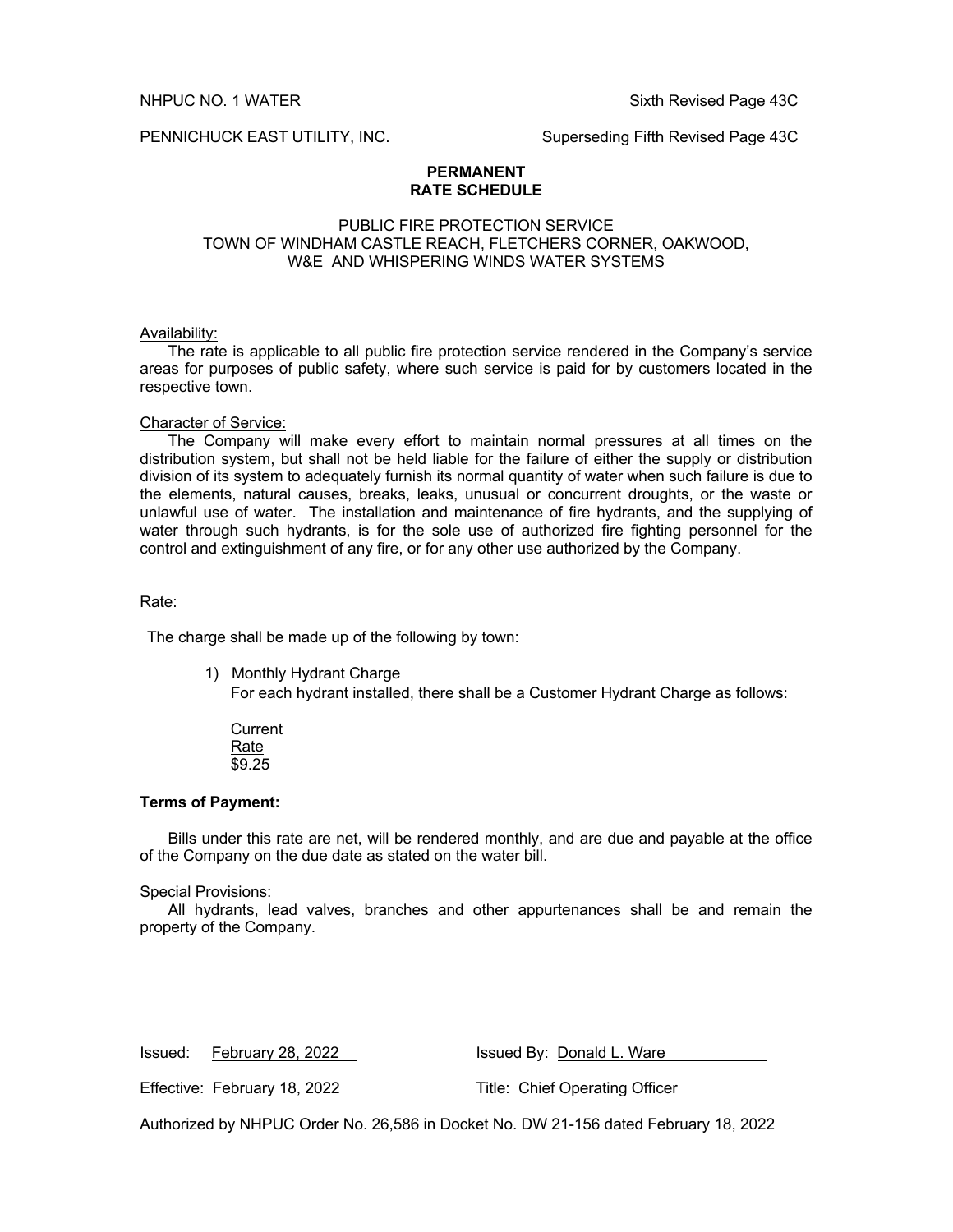NHPUC NO. 1 WATER Sixth Revised Page 43C

PENNICHUCK EAST UTILITY, INC. Superseding Fifth Revised Page 43C

## PERMANENT RATE SCHEDULE

### PUBLIC FIRE PROTECTION SERVICE TOWN OF WINDHAM CASTLE REACH, FLETCHERS CORNER, OAKWOOD, W&E AND WHISPERING WINDS WATER SYSTEMS

Availability:

The rate is applicable to all public fire protection service rendered in the Company's service areas for purposes of public safety, where such service is paid for by customers located in the respective town.

Character of Service:

The Company will make every effort to maintain normal pressures at all times on the distribution system, but shall not be held liable for the failure of either the supply or distribution division of its system to adequately furnish its normal quantity of water when such failure is due to the elements, natural causes, breaks, leaks, unusual or concurrent droughts, or the waste or unlawful use of water. The installation and maintenance of fire hydrants, and the supplying of water through such hydrants, is for the sole use of authorized fire fighting personnel for the control and extinguishment of any fire, or for any other use authorized by the Company.

Rate:

The charge shall be made up of the following by town:

1) Monthly Hydrant Charge
   For each hydrant installed, there shall be a Customer Hydrant Charge as follows:

   Current
   Rate
   $9.25

**Terms of Payment:**

Bills under this rate are net, will be rendered monthly, and are due and payable at the office of the Company on the due date as stated on the water bill.

Special Provisions:

All hydrants, lead valves, branches and other appurtenances shall be and remain the property of the Company.

Issued: February 28, 2022 Issued By: Donald L. Ware

Effective: February 18, 2022 Title: Chief Operating Officer

Authorized by NHPUC Order No. 26,586 in Docket No. DW 21-156 dated February 18, 2022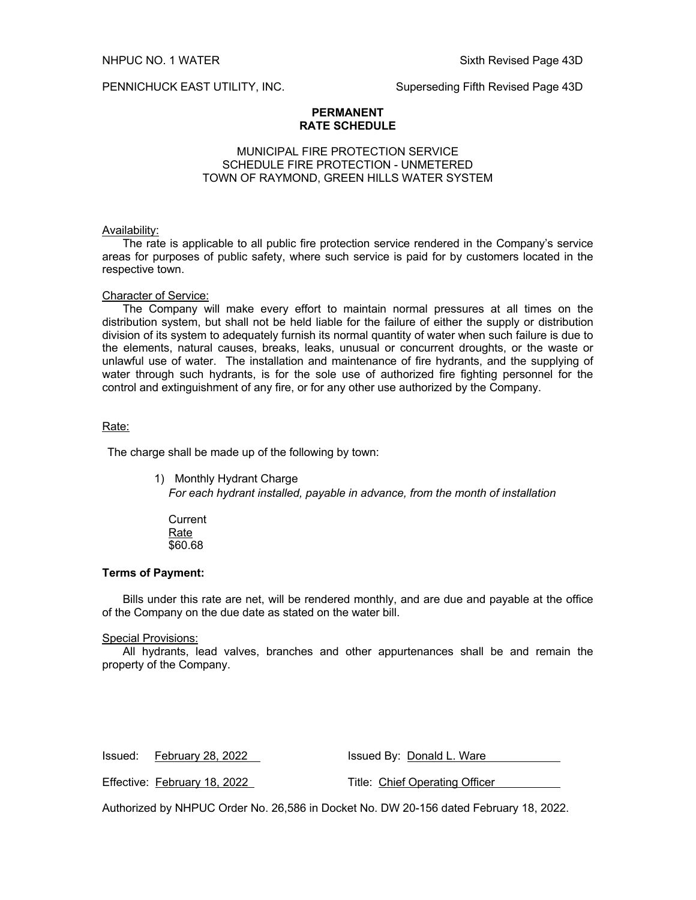NHPUC NO. 1 WATER  Sixth Revised Page 43D

PENNICHUCK EAST UTILITY, INC.  Superseding Fifth Revised Page 43D

**PERMANENT**
**RATE SCHEDULE**

MUNICIPAL FIRE PROTECTION SERVICE
SCHEDULE FIRE PROTECTION - UNMETERED
TOWN OF RAYMOND, GREEN HILLS WATER SYSTEM

Availability:

The rate is applicable to all public fire protection service rendered in the Company's service areas for purposes of public safety, where such service is paid for by customers located in the respective town.

Character of Service:

The Company will make every effort to maintain normal pressures at all times on the distribution system, but shall not be held liable for the failure of either the supply or distribution division of its system to adequately furnish its normal quantity of water when such failure is due to the elements, natural causes, breaks, leaks, unusual or concurrent droughts, or the waste or unlawful use of water. The installation and maintenance of fire hydrants, and the supplying of water through such hydrants, is for the sole use of authorized fire fighting personnel for the control and extinguishment of any fire, or for any other use authorized by the Company.

Rate:

The charge shall be made up of the following by town:

1) Monthly Hydrant Charge
   *For each hydrant installed, payable in advance, from the month of installation*

   Current
   Rate
   $60.68

**Terms of Payment:**

Bills under this rate are net, will be rendered monthly, and are due and payable at the office of the Company on the due date as stated on the water bill.

Special Provisions:

All hydrants, lead valves, branches and other appurtenances shall be and remain the property of the Company.

Issued: February 28, 2022  Issued By: Donald L. Ware

Effective: February 18, 2022  Title: Chief Operating Officer

Authorized by NHPUC Order No. 26,586 in Docket No. DW 20-156 dated February 18, 2022.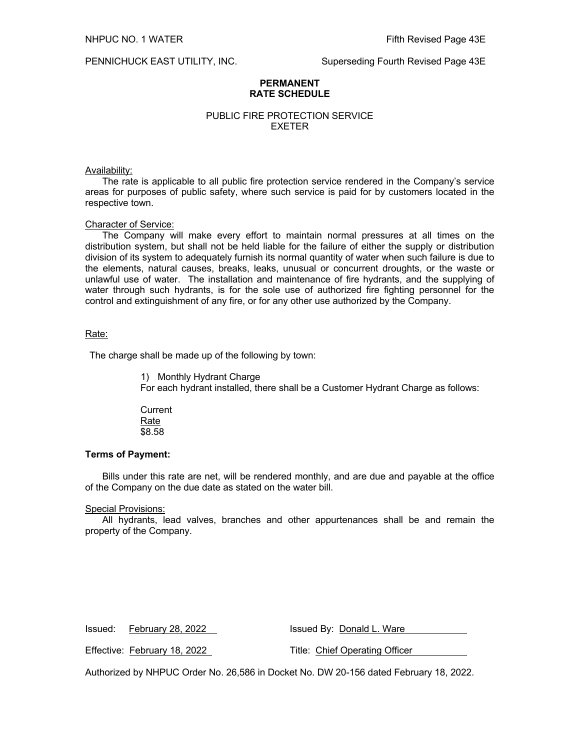NHPUC NO. 1 WATER | Fifth Revised Page 43E

PENNICHUCK EAST UTILITY, INC. | Superseding Fourth Revised Page 43E

## PERMANENT RATE SCHEDULE

### PUBLIC FIRE PROTECTION SERVICE EXETER

Availability:

The rate is applicable to all public fire protection service rendered in the Company's service areas for purposes of public safety, where such service is paid for by customers located in the respective town.

Character of Service:

The Company will make every effort to maintain normal pressures at all times on the distribution system, but shall not be held liable for the failure of either the supply or distribution division of its system to adequately furnish its normal quantity of water when such failure is due to the elements, natural causes, breaks, leaks, unusual or concurrent droughts, or the waste or unlawful use of water. The installation and maintenance of fire hydrants, and the supplying of water through such hydrants, is for the sole use of authorized fire fighting personnel for the control and extinguishment of any fire, or for any other use authorized by the Company.

Rate:

The charge shall be made up of the following by town:

1) Monthly Hydrant Charge

For each hydrant installed, there shall be a Customer Hydrant Charge as follows:

| Current Rate |
|---|
| $8.58 |

**Terms of Payment:**

Bills under this rate are net, will be rendered monthly, and are due and payable at the office of the Company on the due date as stated on the water bill.

Special Provisions:

All hydrants, lead valves, branches and other appurtenances shall be and remain the property of the Company.

Issued: February 28, 2022 | Issued By: Donald L. Ware

Effective: February 18, 2022 | Title: Chief Operating Officer

Authorized by NHPUC Order No. 26,586 in Docket No. DW 20-156 dated February 18, 2022.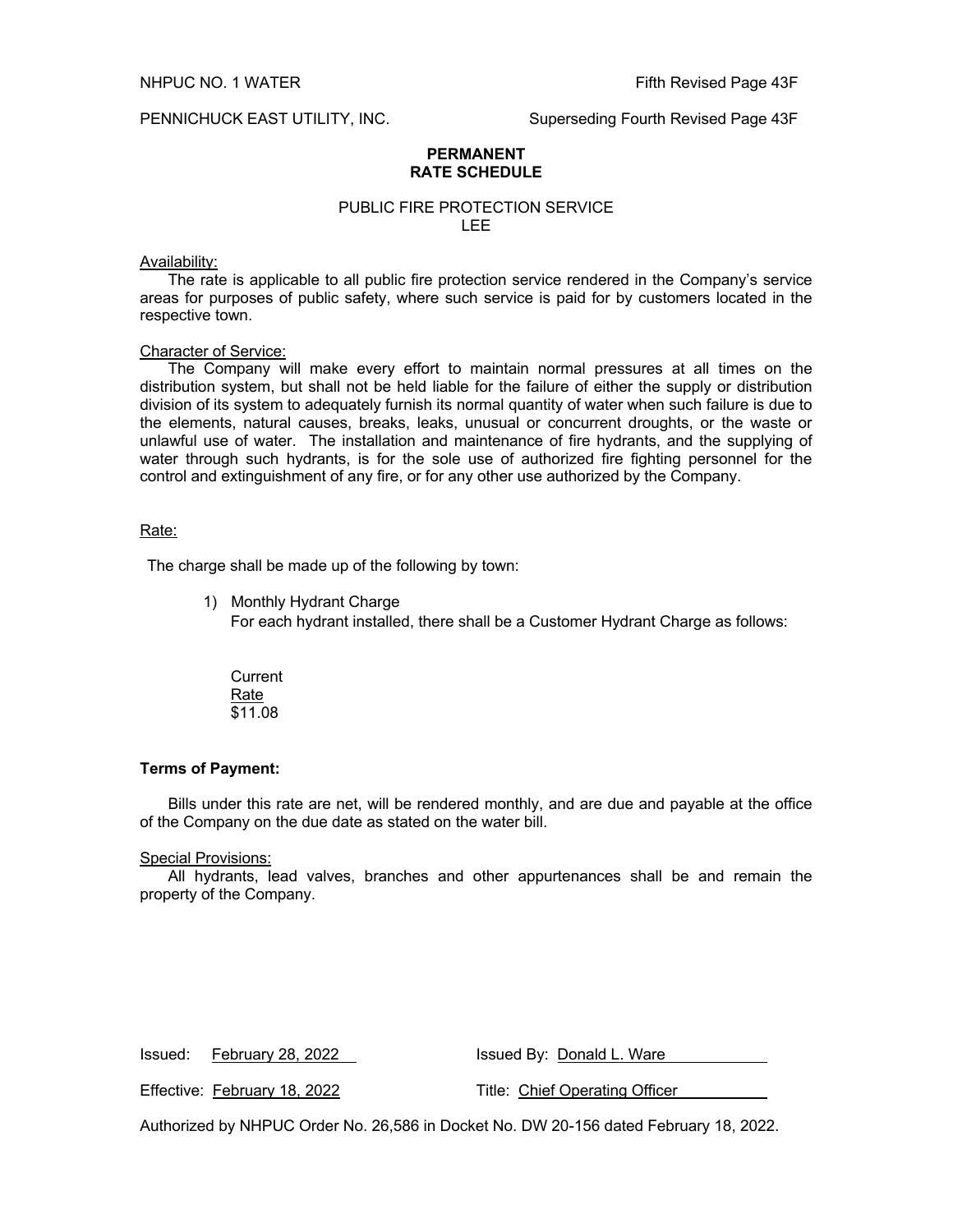NHPUC NO. 1 WATER Fifth Revised Page 43F

PENNICHUCK EAST UTILITY, INC. Superseding Fourth Revised Page 43F

**PERMANENT**
**RATE SCHEDULE**

PUBLIC FIRE PROTECTION SERVICE
LEE

Availability:

The rate is applicable to all public fire protection service rendered in the Company's service areas for purposes of public safety, where such service is paid for by customers located in the respective town.

Character of Service:

The Company will make every effort to maintain normal pressures at all times on the distribution system, but shall not be held liable for the failure of either the supply or distribution division of its system to adequately furnish its normal quantity of water when such failure is due to the elements, natural causes, breaks, leaks, unusual or concurrent droughts, or the waste or unlawful use of water. The installation and maintenance of fire hydrants, and the supplying of water through such hydrants, is for the sole use of authorized fire fighting personnel for the control and extinguishment of any fire, or for any other use authorized by the Company.

Rate:

The charge shall be made up of the following by town:

1) Monthly Hydrant Charge
   For each hydrant installed, there shall be a Customer Hydrant Charge as follows:

   | Current Rate |
   |---|
   | $11.08 |

**Terms of Payment:**

Bills under this rate are net, will be rendered monthly, and are due and payable at the office of the Company on the due date as stated on the water bill.

Special Provisions:

All hydrants, lead valves, branches and other appurtenances shall be and remain the property of the Company.

Issued: February 28, 2022 Issued By: Donald L. Ware

Effective: February 18, 2022 Title: Chief Operating Officer

Authorized by NHPUC Order No. 26,586 in Docket No. DW 20-156 dated February 18, 2022.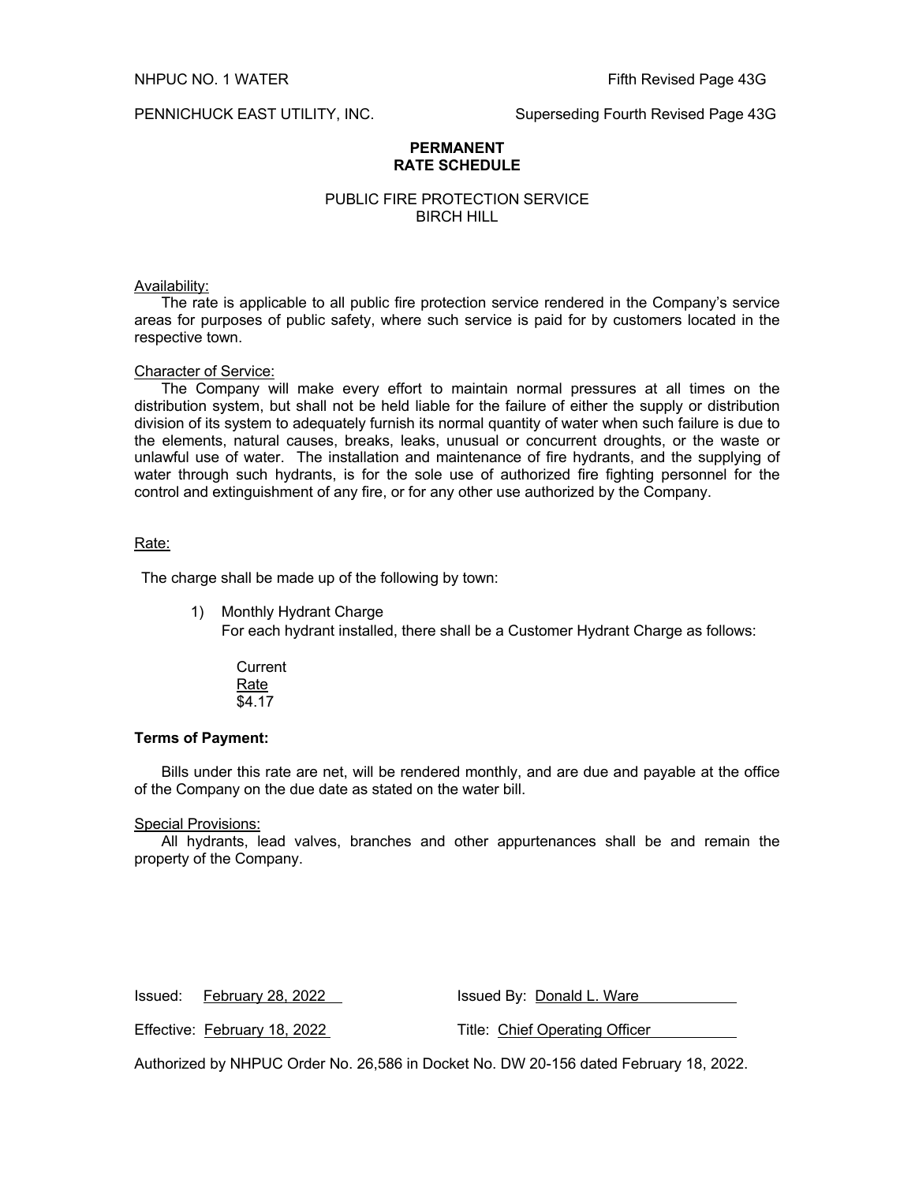NHPUC NO. 1 WATER Fifth Revised Page 43G

PENNICHUCK EAST UTILITY, INC. Superseding Fourth Revised Page 43G

**PERMANENT**
**RATE SCHEDULE**

PUBLIC FIRE PROTECTION SERVICE
BIRCH HILL

Availability:

The rate is applicable to all public fire protection service rendered in the Company's service areas for purposes of public safety, where such service is paid for by customers located in the respective town.

Character of Service:

The Company will make every effort to maintain normal pressures at all times on the distribution system, but shall not be held liable for the failure of either the supply or distribution division of its system to adequately furnish its normal quantity of water when such failure is due to the elements, natural causes, breaks, leaks, unusual or concurrent droughts, or the waste or unlawful use of water. The installation and maintenance of fire hydrants, and the supplying of water through such hydrants, is for the sole use of authorized fire fighting personnel for the control and extinguishment of any fire, or for any other use authorized by the Company.

Rate:

The charge shall be made up of the following by town:

1) Monthly Hydrant Charge
   For each hydrant installed, there shall be a Customer Hydrant Charge as follows:

   | Current Rate |
   |---|
   | $4.17 |

**Terms of Payment:**

Bills under this rate are net, will be rendered monthly, and are due and payable at the office of the Company on the due date as stated on the water bill.

Special Provisions:

All hydrants, lead valves, branches and other appurtenances shall be and remain the property of the Company.

Issued: February 28, 2022 Issued By: Donald L. Ware

Effective: February 18, 2022 Title: Chief Operating Officer

Authorized by NHPUC Order No. 26,586 in Docket No. DW 20-156 dated February 18, 2022.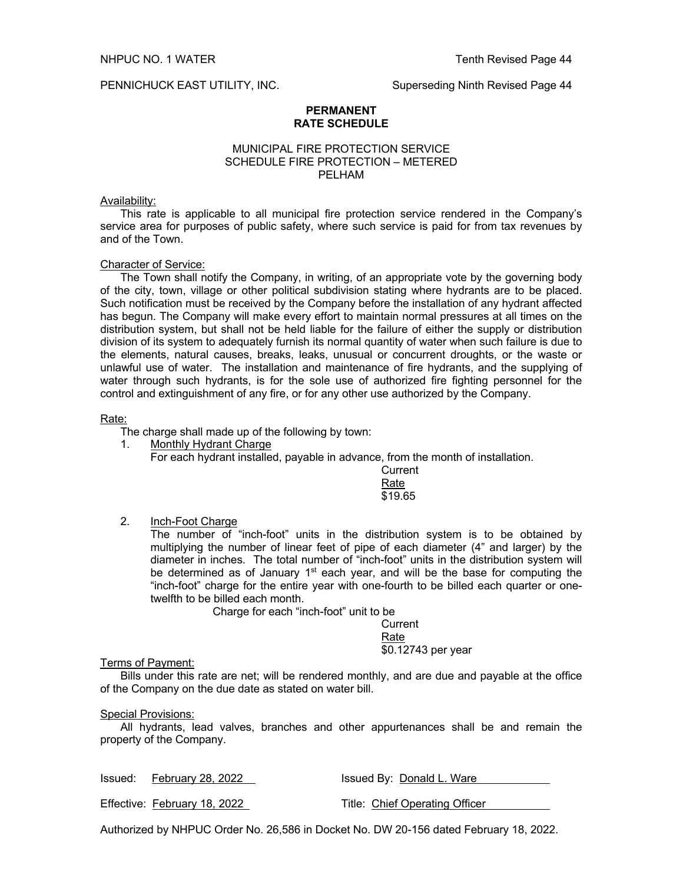NHPUC NO. 1 WATER Tenth Revised Page 44

PENNICHUCK EAST UTILITY, INC. Superseding Ninth Revised Page 44

**PERMANENT**
**RATE SCHEDULE**

MUNICIPAL FIRE PROTECTION SERVICE
SCHEDULE FIRE PROTECTION – METERED
PELHAM

Availability:

This rate is applicable to all municipal fire protection service rendered in the Company's service area for purposes of public safety, where such service is paid for from tax revenues by and of the Town.

Character of Service:

The Town shall notify the Company, in writing, of an appropriate vote by the governing body of the city, town, village or other political subdivision stating where hydrants are to be placed. Such notification must be received by the Company before the installation of any hydrant affected has begun. The Company will make every effort to maintain normal pressures at all times on the distribution system, but shall not be held liable for the failure of either the supply or distribution division of its system to adequately furnish its normal quantity of water when such failure is due to the elements, natural causes, breaks, leaks, unusual or concurrent droughts, or the waste or unlawful use of water. The installation and maintenance of fire hydrants, and the supplying of water through such hydrants, is for the sole use of authorized fire fighting personnel for the control and extinguishment of any fire, or for any other use authorized by the Company.

Rate:

The charge shall made up of the following by town:

1. Monthly Hydrant Charge

   For each hydrant installed, payable in advance, from the month of installation.

   Current
   Rate
   $19.65

2. Inch-Foot Charge

   The number of "inch-foot" units in the distribution system is to be obtained by multiplying the number of linear feet of pipe of each diameter (4" and larger) by the diameter in inches. The total number of "inch-foot" units in the distribution system will be determined as of January 1st each year, and will be the base for computing the "inch-foot" charge for the entire year with one-fourth to be billed each quarter or one-twelfth to be billed each month.

   Charge for each "inch-foot" unit to be

   Current
   Rate
   $0.12743 per year

Terms of Payment:

Bills under this rate are net; will be rendered monthly, and are due and payable at the office of the Company on the due date as stated on water bill.

Special Provisions:

All hydrants, lead valves, branches and other appurtenances shall be and remain the property of the Company.

Issued: February 28, 2022 Issued By: Donald L. Ware

Effective: February 18, 2022 Title: Chief Operating Officer

Authorized by NHPUC Order No. 26,586 in Docket No. DW 20-156 dated February 18, 2022.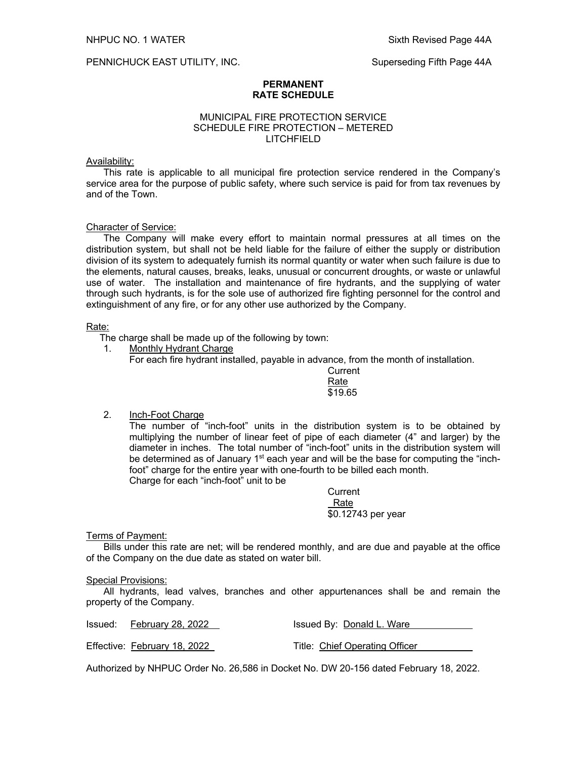NHPUC NO. 1 WATER Sixth Revised Page 44A

PENNICHUCK EAST UTILITY, INC. Superseding Fifth Page 44A

**PERMANENT**
**RATE SCHEDULE**

MUNICIPAL FIRE PROTECTION SERVICE
SCHEDULE FIRE PROTECTION – METERED
LITCHFIELD

Availability:

This rate is applicable to all municipal fire protection service rendered in the Company's service area for the purpose of public safety, where such service is paid for from tax revenues by and of the Town.

Character of Service:

The Company will make every effort to maintain normal pressures at all times on the distribution system, but shall not be held liable for the failure of either the supply or distribution division of its system to adequately furnish its normal quantity or water when such failure is due to the elements, natural causes, breaks, leaks, unusual or concurrent droughts, or waste or unlawful use of water. The installation and maintenance of fire hydrants, and the supplying of water through such hydrants, is for the sole use of authorized fire fighting personnel for the control and extinguishment of any fire, or for any other use authorized by the Company.

Rate:

The charge shall be made up of the following by town:

1. Monthly Hydrant Charge

   For each fire hydrant installed, payable in advance, from the month of installation.

   Current
   Rate
   $19.65

2. Inch-Foot Charge

   The number of "inch-foot" units in the distribution system is to be obtained by multiplying the number of linear feet of pipe of each diameter (4" and larger) by the diameter in inches. The total number of "inch-foot" units in the distribution system will be determined as of January 1st each year and will be the base for computing the "inch-foot" charge for the entire year with one-fourth to be billed each month.

   Charge for each "inch-foot" unit to be

   Current
   Rate
   $0.12743 per year

Terms of Payment:

Bills under this rate are net; will be rendered monthly, and are due and payable at the office of the Company on the due date as stated on water bill.

Special Provisions:

All hydrants, lead valves, branches and other appurtenances shall be and remain the property of the Company.

Issued: February 28, 2022 Issued By: Donald L. Ware

Effective: February 18, 2022 Title: Chief Operating Officer

Authorized by NHPUC Order No. 26,586 in Docket No. DW 20-156 dated February 18, 2022.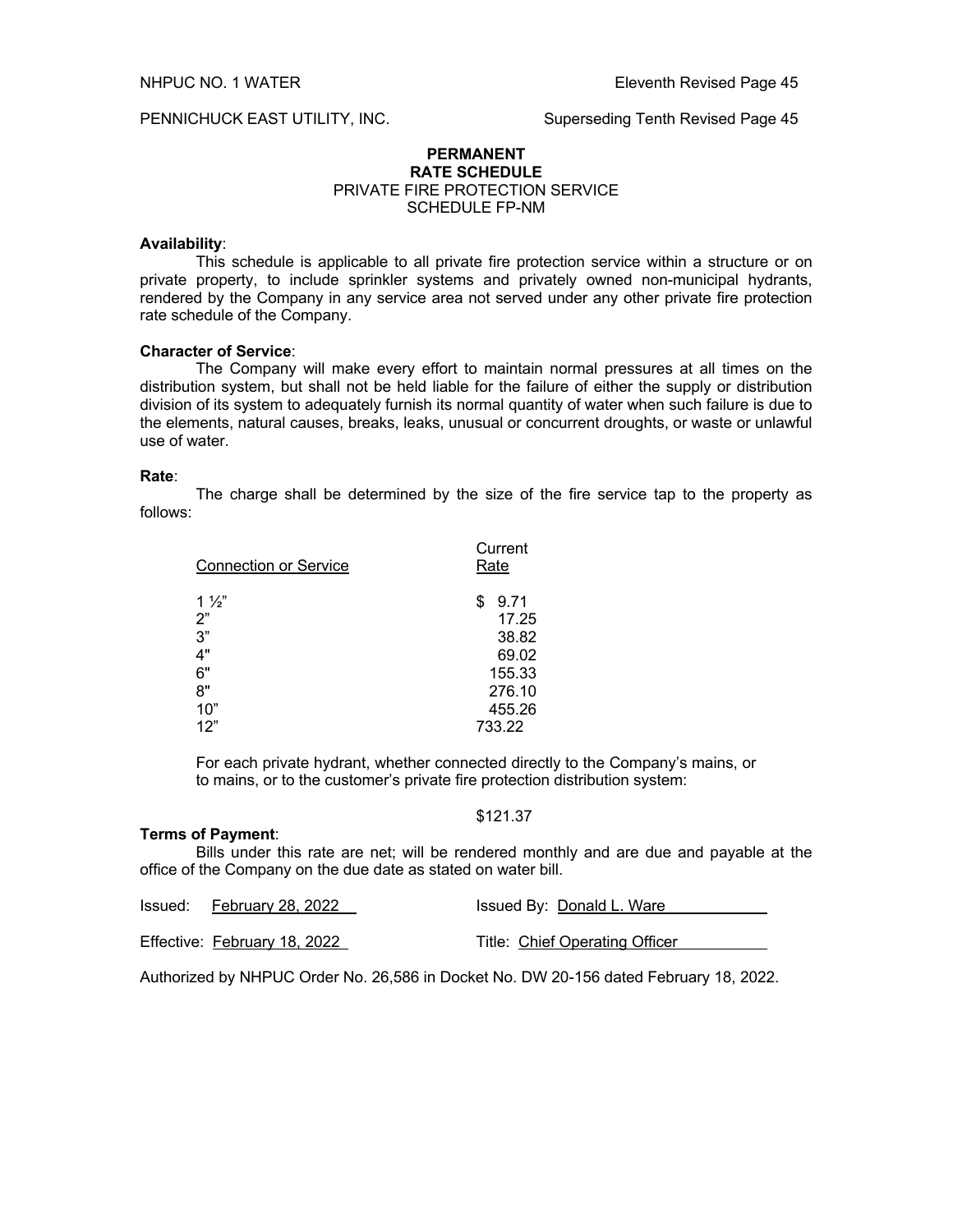NHPUC NO. 1 WATER  Eleventh Revised Page 45

PENNICHUCK EAST UTILITY, INC.  Superseding Tenth Revised Page 45

**PERMANENT**
**RATE SCHEDULE**
PRIVATE FIRE PROTECTION SERVICE
SCHEDULE FP-NM

**Availability**:

This schedule is applicable to all private fire protection service within a structure or on private property, to include sprinkler systems and privately owned non-municipal hydrants, rendered by the Company in any service area not served under any other private fire protection rate schedule of the Company.

**Character of Service**:

The Company will make every effort to maintain normal pressures at all times on the distribution system, but shall not be held liable for the failure of either the supply or distribution division of its system to adequately furnish its normal quantity of water when such failure is due to the elements, natural causes, breaks, leaks, unusual or concurrent droughts, or waste or unlawful use of water.

**Rate**:

The charge shall be determined by the size of the fire service tap to the property as follows:

| Connection or Service | Current Rate |
|---|---|
| 1 ½" | $ 9.71 |
| 2" | 17.25 |
| 3" | 38.82 |
| 4" | 69.02 |
| 6" | 155.33 |
| 8" | 276.10 |
| 10" | 455.26 |
| 12" | 733.22 |

For each private hydrant, whether connected directly to the Company's mains, or to mains, or to the customer's private fire protection distribution system:

$121.37

**Terms of Payment**:

Bills under this rate are net; will be rendered monthly and are due and payable at the office of the Company on the due date as stated on water bill.

Issued: February 28, 2022  Issued By: Donald L. Ware

Effective: February 18, 2022  Title: Chief Operating Officer

Authorized by NHPUC Order No. 26,586 in Docket No. DW 20-156 dated February 18, 2022.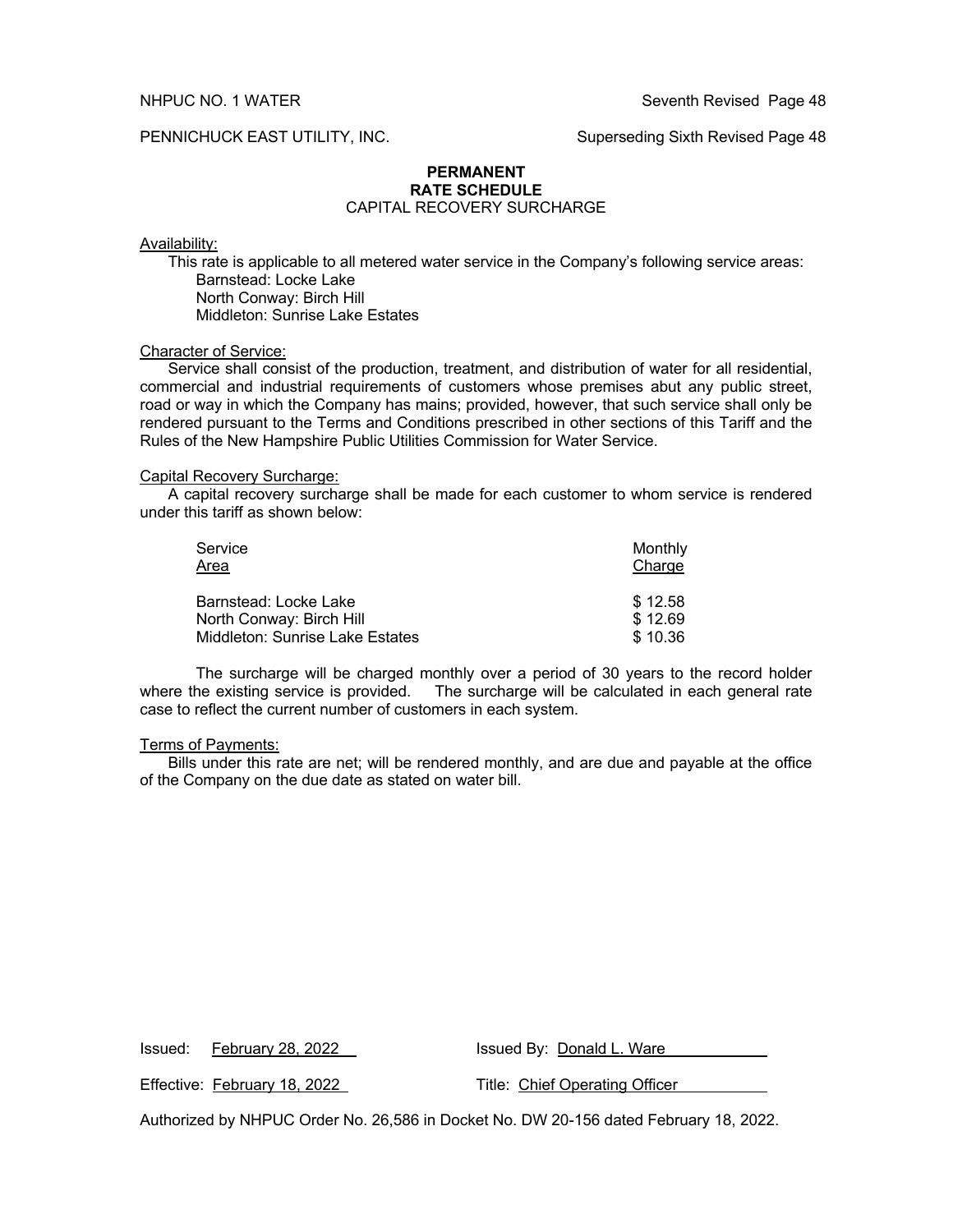NHPUC NO. 1 WATER Seventh Revised Page 48

PENNICHUCK EAST UTILITY, INC. Superseding Sixth Revised Page 48

**PERMANENT**
**RATE SCHEDULE**
CAPITAL RECOVERY SURCHARGE

Availability:

This rate is applicable to all metered water service in the Company's following service areas:
- Barnstead: Locke Lake
- North Conway: Birch Hill
- Middleton: Sunrise Lake Estates

Character of Service:

Service shall consist of the production, treatment, and distribution of water for all residential, commercial and industrial requirements of customers whose premises abut any public street, road or way in which the Company has mains; provided, however, that such service shall only be rendered pursuant to the Terms and Conditions prescribed in other sections of this Tariff and the Rules of the New Hampshire Public Utilities Commission for Water Service.

Capital Recovery Surcharge:

A capital recovery surcharge shall be made for each customer to whom service is rendered under this tariff as shown below:

| Service Area | Monthly Charge |
|---|---|
| Barnstead: Locke Lake | $ 12.58 |
| North Conway: Birch Hill | $ 12.69 |
| Middleton: Sunrise Lake Estates | $ 10.36 |

The surcharge will be charged monthly over a period of 30 years to the record holder where the existing service is provided. The surcharge will be calculated in each general rate case to reflect the current number of customers in each system.

Terms of Payments:

Bills under this rate are net; will be rendered monthly, and are due and payable at the office of the Company on the due date as stated on water bill.

Issued: February 28, 2022 Issued By: Donald L. Ware

Effective: February 18, 2022 Title: Chief Operating Officer

Authorized by NHPUC Order No. 26,586 in Docket No. DW 20-156 dated February 18, 2022.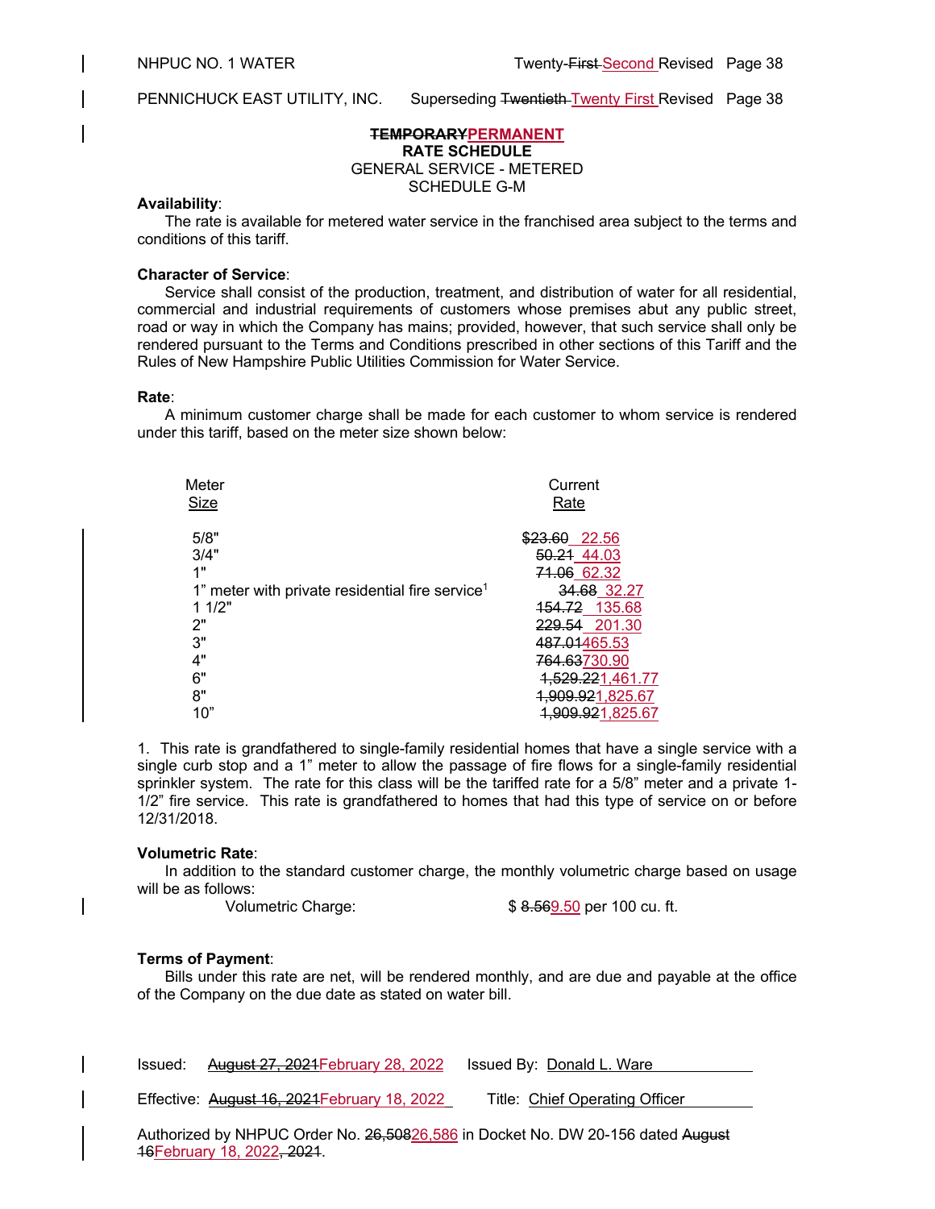NHPUC NO. 1 WATER — Twenty-~~First~~ Second Revised Page 38

PENNICHUCK EAST UTILITY, INC. — Superseding ~~Twentieth~~ Twenty First Revised Page 38

**~~TEMPORARY~~PERMANENT**
**RATE SCHEDULE**
GENERAL SERVICE - METERED
SCHEDULE G-M

**Availability**:
The rate is available for metered water service in the franchised area subject to the terms and conditions of this tariff.

**Character of Service**:
Service shall consist of the production, treatment, and distribution of water for all residential, commercial and industrial requirements of customers whose premises abut any public street, road or way in which the Company has mains; provided, however, that such service shall only be rendered pursuant to the Terms and Conditions prescribed in other sections of this Tariff and the Rules of New Hampshire Public Utilities Commission for Water Service.

**Rate**:
A minimum customer charge shall be made for each customer to whom service is rendered under this tariff, based on the meter size shown below:

| Meter Size | Current Rate |
|---|---|
| 5/8" | ~~$23.60~~ 22.56 |
| 3/4" | ~~50.21~~ 44.03 |
| 1" | ~~71.06~~ 62.32 |
| 1" meter with private residential fire service[1] | ~~34.68~~ 32.27 |
| 1 1/2" | ~~154.72~~ 135.68 |
| 2" | ~~229.54~~ 201.30 |
| 3" | ~~487.01~~465.53 |
| 4" | ~~764.63~~730.90 |
| 6" | ~~1,529.22~~1,461.77 |
| 8" | ~~1,909.92~~1,825.67 |
| 10" | ~~1,909.92~~1,825.67 |

1. This rate is grandfathered to single-family residential homes that have a single service with a single curb stop and a 1" meter to allow the passage of fire flows for a single-family residential sprinkler system. The rate for this class will be the tariffed rate for a 5/8" meter and a private 1-1/2" fire service. This rate is grandfathered to homes that had this type of service on or before 12/31/2018.

**Volumetric Rate**:
In addition to the standard customer charge, the monthly volumetric charge based on usage will be as follows:

Volumetric Charge: $ ~~8.56~~9.50 per 100 cu. ft.

**Terms of Payment**:
Bills under this rate are net, will be rendered monthly, and are due and payable at the office of the Company on the due date as stated on water bill.

Issued: ~~August 27, 2021~~February 28, 2022 — Issued By: Donald L. Ware

Effective: ~~August 16, 2021~~February 18, 2022 — Title: Chief Operating Officer

Authorized by NHPUC Order No. ~~26,508~~26,586 in Docket No. DW 20-156 dated ~~August 16~~February 18, 2022~~, 2021~~.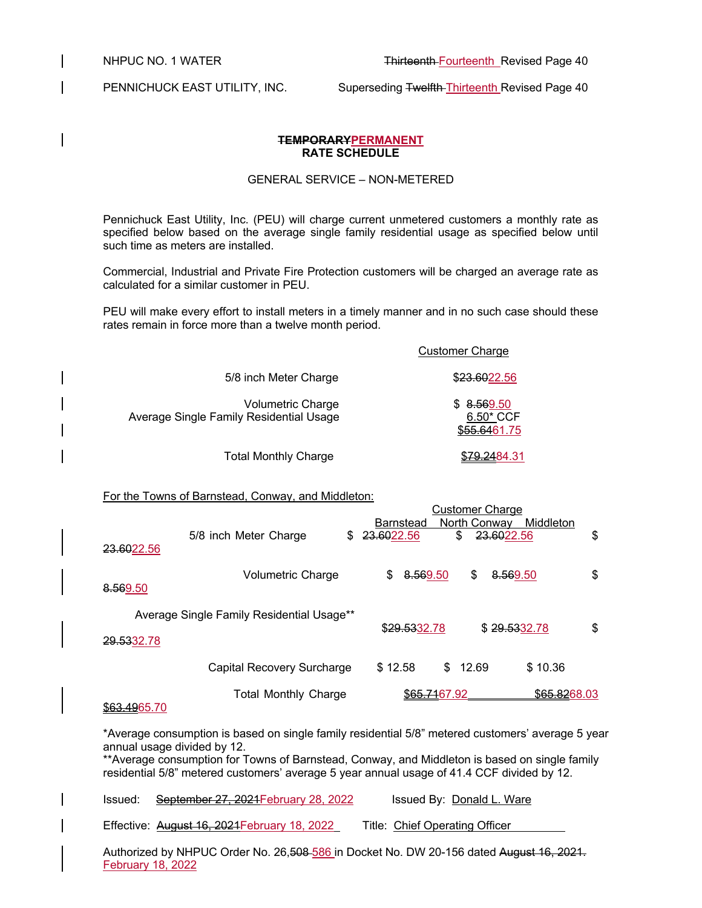NHPUC NO. 1 WATER ~~Thirteenth~~ Fourteenth Revised Page 40

PENNICHUCK EAST UTILITY, INC. Superseding ~~Twelfth~~ Thirteenth Revised Page 40

**~~TEMPORARY~~PERMANENT**
**RATE SCHEDULE**

GENERAL SERVICE – NON-METERED

Pennichuck East Utility, Inc. (PEU) will charge current unmetered customers a monthly rate as specified below based on the average single family residential usage as specified below until such time as meters are installed.

Commercial, Industrial and Private Fire Protection customers will be charged an average rate as calculated for a similar customer in PEU.

PEU will make every effort to install meters in a timely manner and in no such case should these rates remain in force more than a twelve month period.

| | Customer Charge |
|---|---|
| 5/8 inch Meter Charge | $~~23.60~~22.56 |
| Volumetric Charge | $ ~~8.56~~9.50 |
| Average Single Family Residential Usage | 6.50* CCF |
| | $~~55.64~~61.75 |
| Total Monthly Charge | $~~79.24~~84.31 |

For the Towns of Barnstead, Conway, and Middleton:

| | Customer Charge | | |
|---|---|---|---|
| | Barnstead | North Conway | Middleton |
| 5/8 inch Meter Charge | $ ~~23.60~~22.56 | $ ~~23.60~~22.56 | $ ~~23.60~~22.56 |
| Volumetric Charge | $ ~~8.56~~9.50 | $ ~~8.56~~9.50 | $ ~~8.56~~9.50 |
| Average Single Family Residential Usage** | $~~29.53~~32.78 | $ ~~29.53~~32.78 | $ ~~29.53~~32.78 |
| Capital Recovery Surcharge | $ 12.58 | $ 12.69 | $ 10.36 |
| Total Monthly Charge | ~~$65.71~~67.92 | ~~$65.82~~68.03 | ~~$63.49~~65.70 |

*Average consumption is based on single family residential 5/8" metered customers' average 5 year annual usage divided by 12.
**Average consumption for Towns of Barnstead, Conway, and Middleton is based on single family residential 5/8" metered customers' average 5 year annual usage of 41.4 CCF divided by 12.

Issued: ~~September 27, 2021~~February 28, 2022 Issued By: Donald L. Ware

Effective: ~~August 16, 2021~~February 18, 2022 Title: Chief Operating Officer

Authorized by NHPUC Order No. 26,~~508~~ 586 in Docket No. DW 20-156 dated ~~August 16, 2021.~~ February 18, 2022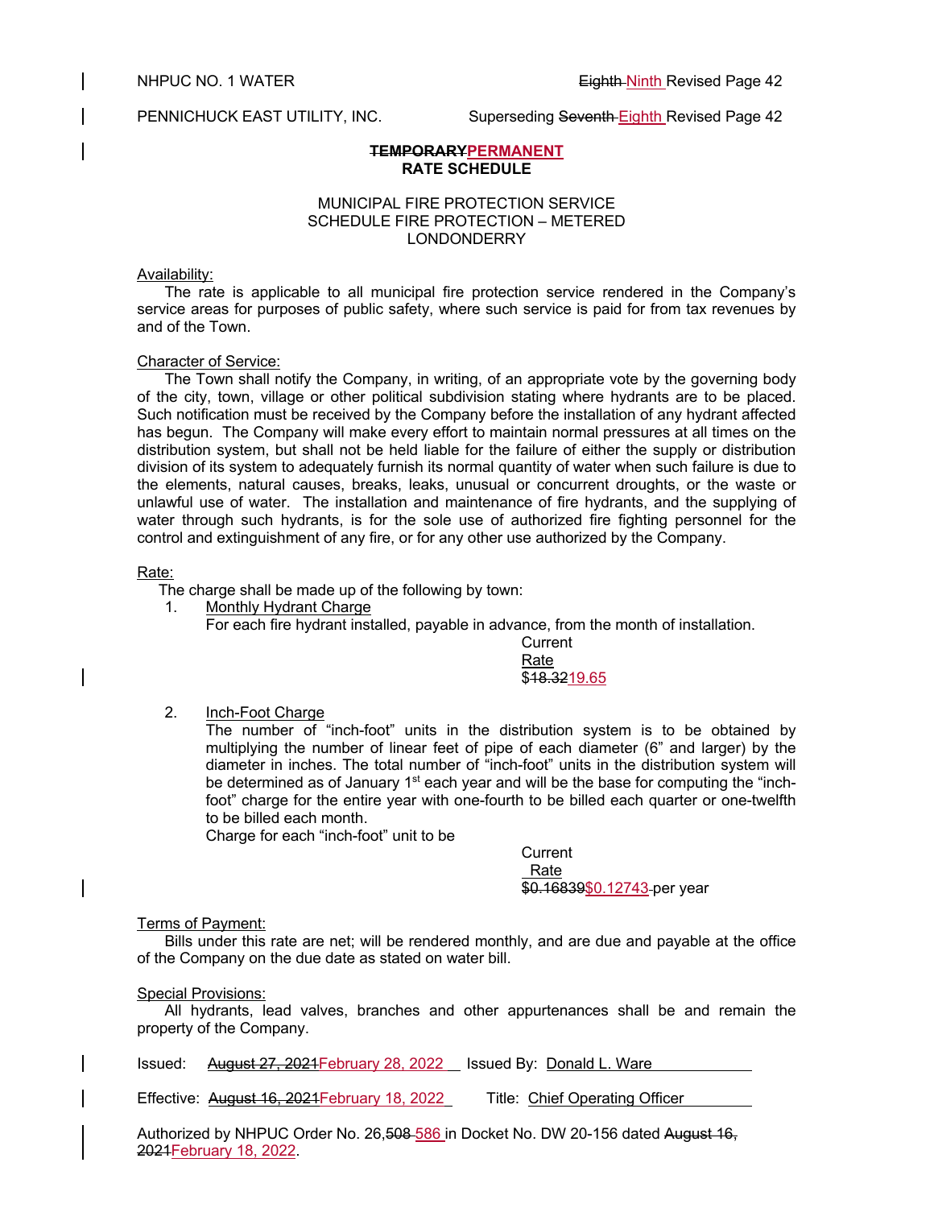NHPUC NO. 1 WATER ~~Eighth~~ Ninth Revised Page 42

PENNICHUCK EAST UTILITY, INC. Superseding ~~Seventh~~ Eighth Revised Page 42

**~~TEMPORARY~~PERMANENT**
**RATE SCHEDULE**

MUNICIPAL FIRE PROTECTION SERVICE
SCHEDULE FIRE PROTECTION – METERED
LONDONDERRY

Availability:

The rate is applicable to all municipal fire protection service rendered in the Company's service areas for purposes of public safety, where such service is paid for from tax revenues by and of the Town.

Character of Service:

The Town shall notify the Company, in writing, of an appropriate vote by the governing body of the city, town, village or other political subdivision stating where hydrants are to be placed. Such notification must be received by the Company before the installation of any hydrant affected has begun. The Company will make every effort to maintain normal pressures at all times on the distribution system, but shall not be held liable for the failure of either the supply or distribution division of its system to adequately furnish its normal quantity of water when such failure is due to the elements, natural causes, breaks, leaks, unusual or concurrent droughts, or the waste or unlawful use of water. The installation and maintenance of fire hydrants, and the supplying of water through such hydrants, is for the sole use of authorized fire fighting personnel for the control and extinguishment of any fire, or for any other use authorized by the Company.

Rate:

The charge shall be made up of the following by town:

1. Monthly Hydrant Charge
   For each fire hydrant installed, payable in advance, from the month of installation.

   Current
   Rate
   $~~18.32~~19.65

2. Inch-Foot Charge
   The number of "inch-foot" units in the distribution system is to be obtained by multiplying the number of linear feet of pipe of each diameter (6" and larger) by the diameter in inches. The total number of "inch-foot" units in the distribution system will be determined as of January 1st each year and will be the base for computing the "inch-foot" charge for the entire year with one-fourth to be billed each quarter or one-twelfth to be billed each month.
   Charge for each "inch-foot" unit to be

   Current
   Rate
   ~~$0.16839~~$0.12743 per year

Terms of Payment:

Bills under this rate are net; will be rendered monthly, and are due and payable at the office of the Company on the due date as stated on water bill.

Special Provisions:

All hydrants, lead valves, branches and other appurtenances shall be and remain the property of the Company.

Issued: ~~August 27, 2021~~February 28, 2022 Issued By: Donald L. Ware

Effective: ~~August 16, 2021~~February 18, 2022 Title: Chief Operating Officer

Authorized by NHPUC Order No. 26,~~508~~ 586 in Docket No. DW 20-156 dated ~~August 16, 2021~~February 18, 2022.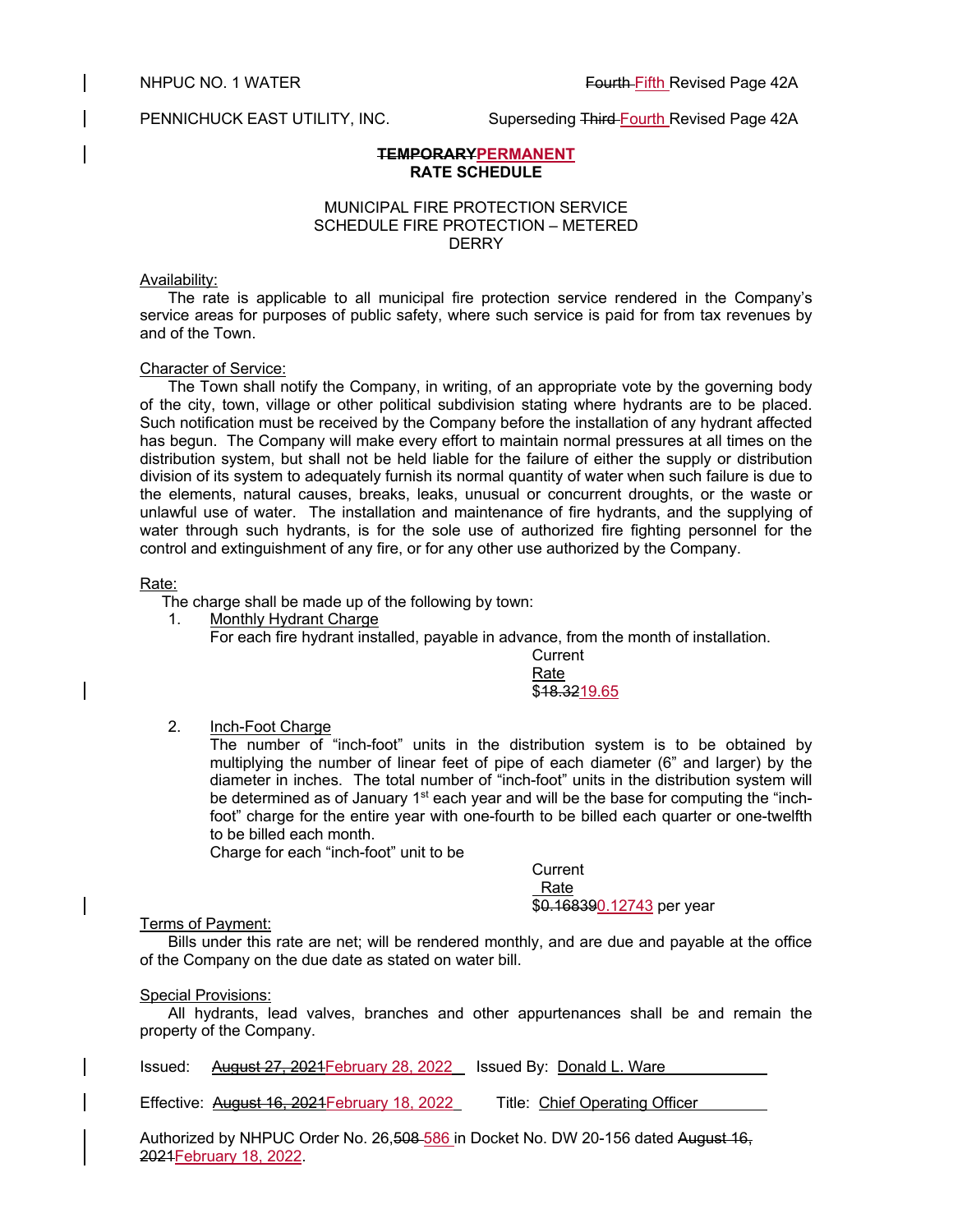NHPUC NO. 1 WATER ~~Fourth~~ Fifth Revised Page 42A

PENNICHUCK EAST UTILITY, INC. Superseding ~~Third~~ Fourth Revised Page 42A

**~~TEMPORARY~~PERMANENT**
**RATE SCHEDULE**

MUNICIPAL FIRE PROTECTION SERVICE
SCHEDULE FIRE PROTECTION – METERED
DERRY

Availability:

The rate is applicable to all municipal fire protection service rendered in the Company's service areas for purposes of public safety, where such service is paid for from tax revenues by and of the Town.

Character of Service:

The Town shall notify the Company, in writing, of an appropriate vote by the governing body of the city, town, village or other political subdivision stating where hydrants are to be placed. Such notification must be received by the Company before the installation of any hydrant affected has begun. The Company will make every effort to maintain normal pressures at all times on the distribution system, but shall not be held liable for the failure of either the supply or distribution division of its system to adequately furnish its normal quantity of water when such failure is due to the elements, natural causes, breaks, leaks, unusual or concurrent droughts, or the waste or unlawful use of water. The installation and maintenance of fire hydrants, and the supplying of water through such hydrants, is for the sole use of authorized fire fighting personnel for the control and extinguishment of any fire, or for any other use authorized by the Company.

Rate:

The charge shall be made up of the following by town:

1. Monthly Hydrant Charge
   For each fire hydrant installed, payable in advance, from the month of installation.

   Current
   Rate
   $~~18.32~~19.65

2. Inch-Foot Charge
   The number of "inch-foot" units in the distribution system is to be obtained by multiplying the number of linear feet of pipe of each diameter (6" and larger) by the diameter in inches. The total number of "inch-foot" units in the distribution system will be determined as of January 1st each year and will be the base for computing the "inch-foot" charge for the entire year with one-fourth to be billed each quarter or one-twelfth to be billed each month.
   Charge for each "inch-foot" unit to be

   Current
   Rate
   $~~0.16839~~0.12743 per year

Terms of Payment:

Bills under this rate are net; will be rendered monthly, and are due and payable at the office of the Company on the due date as stated on water bill.

Special Provisions:

All hydrants, lead valves, branches and other appurtenances shall be and remain the property of the Company.

Issued: ~~August 27, 2021~~February 28, 2022 Issued By: Donald L. Ware

Effective: ~~August 16, 2021~~February 18, 2022 Title: Chief Operating Officer

Authorized by NHPUC Order No. 26,~~508~~ 586 in Docket No. DW 20-156 dated ~~August 16, 2021~~February 18, 2022.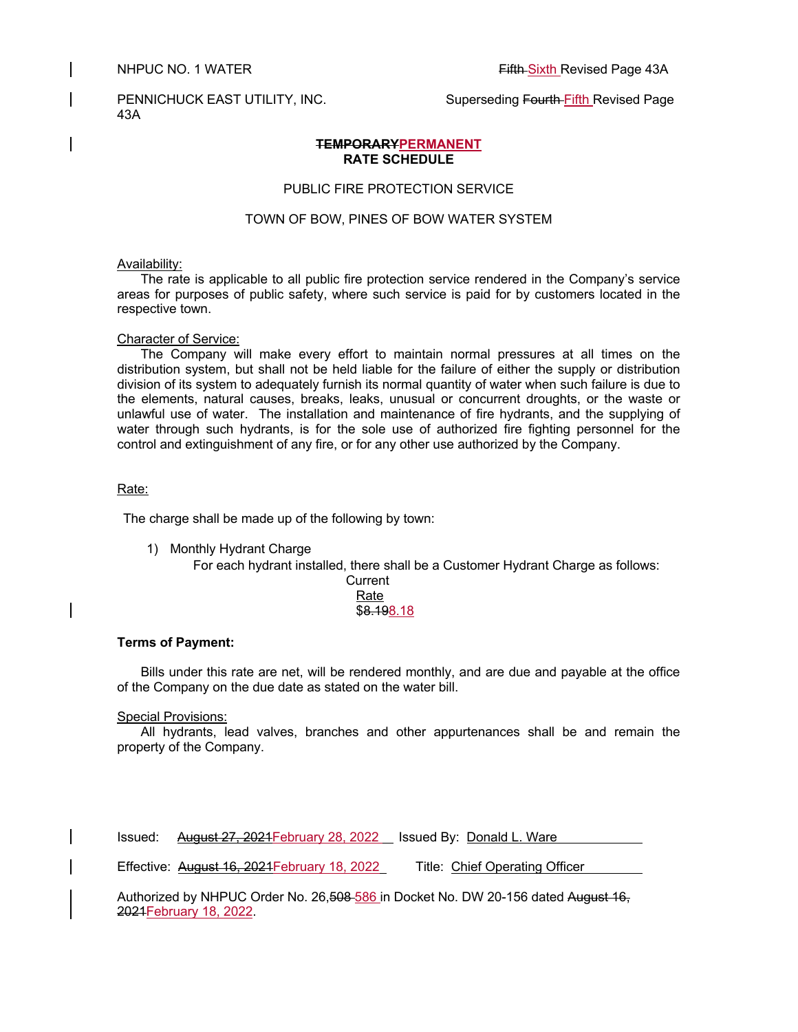NHPUC NO. 1 WATER Fifth Sixth Revised Page 43A

PENNICHUCK EAST UTILITY, INC. Superseding Fourth Fifth Revised Page 43A

**~~TEMPORARY~~PERMANENT**
**RATE SCHEDULE**

PUBLIC FIRE PROTECTION SERVICE

TOWN OF BOW, PINES OF BOW WATER SYSTEM

Availability:

The rate is applicable to all public fire protection service rendered in the Company's service areas for purposes of public safety, where such service is paid for by customers located in the respective town.

Character of Service:

The Company will make every effort to maintain normal pressures at all times on the distribution system, but shall not be held liable for the failure of either the supply or distribution division of its system to adequately furnish its normal quantity of water when such failure is due to the elements, natural causes, breaks, leaks, unusual or concurrent droughts, or the waste or unlawful use of water. The installation and maintenance of fire hydrants, and the supplying of water through such hydrants, is for the sole use of authorized fire fighting personnel for the control and extinguishment of any fire, or for any other use authorized by the Company.

Rate:

The charge shall be made up of the following by town:

1) Monthly Hydrant Charge

For each hydrant installed, there shall be a Customer Hydrant Charge as follows:

Current
Rate
$~~8.19~~8.18

**Terms of Payment:**

Bills under this rate are net, will be rendered monthly, and are due and payable at the office of the Company on the due date as stated on the water bill.

Special Provisions:

All hydrants, lead valves, branches and other appurtenances shall be and remain the property of the Company.

Issued: ~~August 27, 2021~~February 28, 2022 Issued By: Donald L. Ware

Effective: ~~August 16, 2021~~February 18, 2022 Title: Chief Operating Officer

Authorized by NHPUC Order No. 26,~~508~~ 586 in Docket No. DW 20-156 dated ~~August 16, 2021~~February 18, 2022.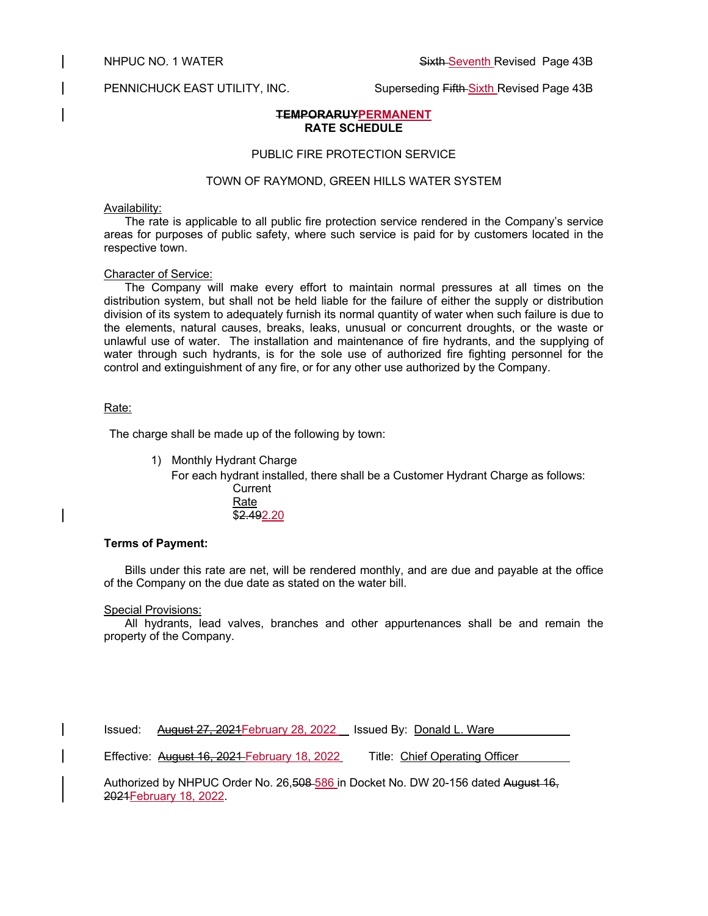NHPUC NO. 1 WATER ~~Sixth~~ Seventh Revised Page 43B

PENNICHUCK EAST UTILITY, INC. Superseding ~~Fifth~~ Sixth Revised Page 43B

**~~TEMPORARUY~~PERMANENT**
**RATE SCHEDULE**

PUBLIC FIRE PROTECTION SERVICE

TOWN OF RAYMOND, GREEN HILLS WATER SYSTEM

Availability:

The rate is applicable to all public fire protection service rendered in the Company's service areas for purposes of public safety, where such service is paid for by customers located in the respective town.

Character of Service:

The Company will make every effort to maintain normal pressures at all times on the distribution system, but shall not be held liable for the failure of either the supply or distribution division of its system to adequately furnish its normal quantity of water when such failure is due to the elements, natural causes, breaks, leaks, unusual or concurrent droughts, or the waste or unlawful use of water. The installation and maintenance of fire hydrants, and the supplying of water through such hydrants, is for the sole use of authorized fire fighting personnel for the control and extinguishment of any fire, or for any other use authorized by the Company.

Rate:

The charge shall be made up of the following by town:

1) Monthly Hydrant Charge
   For each hydrant installed, there shall be a Customer Hydrant Charge as follows:

   Current
   Rate
   $~~2.49~~2.20

**Terms of Payment:**

Bills under this rate are net, will be rendered monthly, and are due and payable at the office of the Company on the due date as stated on the water bill.

Special Provisions:

All hydrants, lead valves, branches and other appurtenances shall be and remain the property of the Company.

Issued: ~~August 27, 2021~~February 28, 2022 Issued By: Donald L. Ware

Effective: ~~August 16, 2021~~ February 18, 2022 Title: Chief Operating Officer

Authorized by NHPUC Order No. 26,~~508~~ 586 in Docket No. DW 20-156 dated ~~August 16, 2021~~February 18, 2022.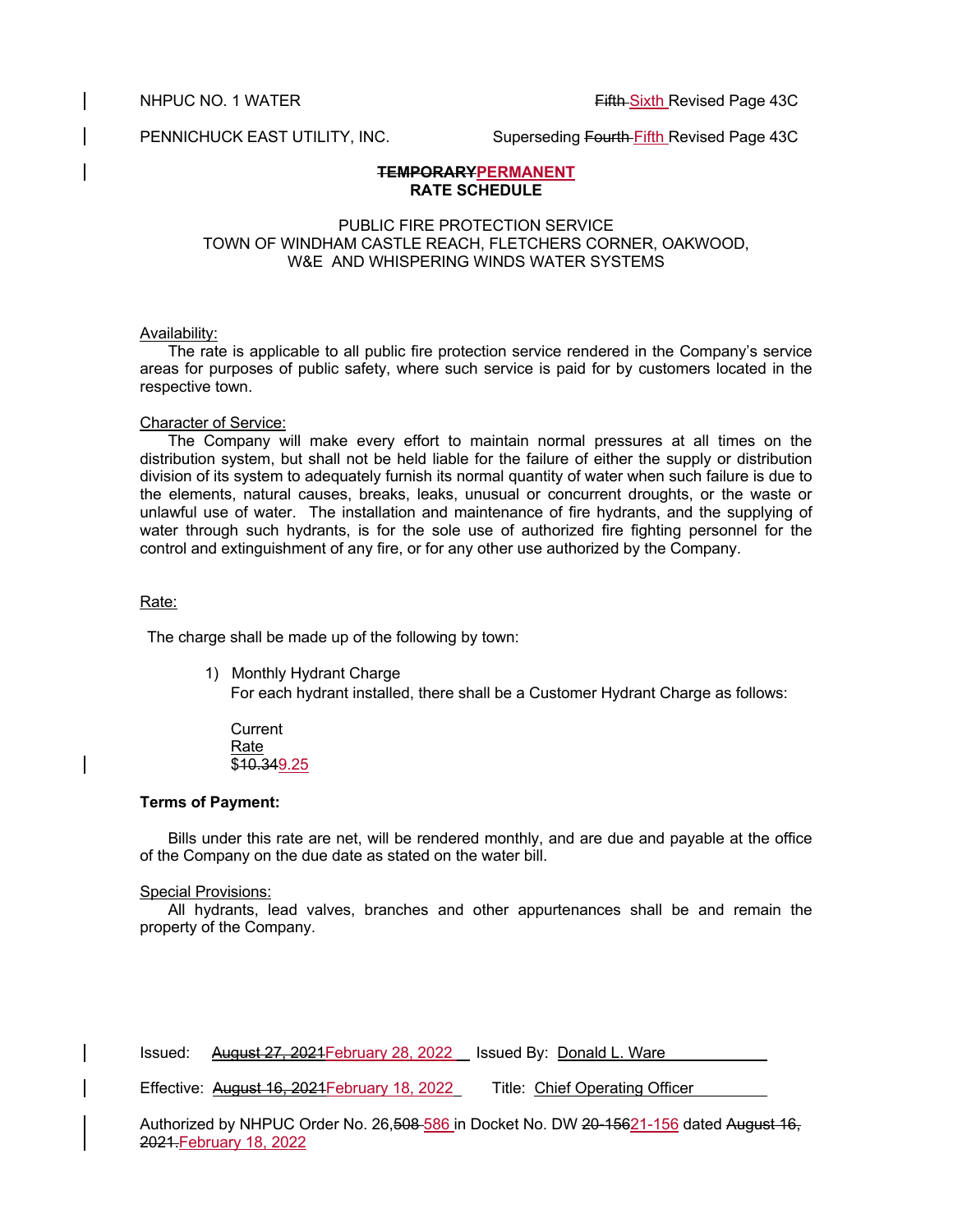NHPUC NO. 1 WATER ~~Fifth~~ Sixth Revised Page 43C

PENNICHUCK EAST UTILITY, INC. Superseding ~~Fourth~~ Fifth Revised Page 43C

**~~TEMPORARY~~PERMANENT**
**RATE SCHEDULE**

PUBLIC FIRE PROTECTION SERVICE
TOWN OF WINDHAM CASTLE REACH, FLETCHERS CORNER, OAKWOOD, W&E AND WHISPERING WINDS WATER SYSTEMS

Availability:

The rate is applicable to all public fire protection service rendered in the Company's service areas for purposes of public safety, where such service is paid for by customers located in the respective town.

Character of Service:

The Company will make every effort to maintain normal pressures at all times on the distribution system, but shall not be held liable for the failure of either the supply or distribution division of its system to adequately furnish its normal quantity of water when such failure is due to the elements, natural causes, breaks, leaks, unusual or concurrent droughts, or the waste or unlawful use of water. The installation and maintenance of fire hydrants, and the supplying of water through such hydrants, is for the sole use of authorized fire fighting personnel for the control and extinguishment of any fire, or for any other use authorized by the Company.

Rate:

The charge shall be made up of the following by town:

1) Monthly Hydrant Charge
   For each hydrant installed, there shall be a Customer Hydrant Charge as follows:

   Current
   Rate
   $~~10.34~~9.25

**Terms of Payment:**

Bills under this rate are net, will be rendered monthly, and are due and payable at the office of the Company on the due date as stated on the water bill.

Special Provisions:

All hydrants, lead valves, branches and other appurtenances shall be and remain the property of the Company.

Issued: ~~August 27, 2021~~February 28, 2022 Issued By: Donald L. Ware

Effective: ~~August 16, 2021~~February 18, 2022 Title: Chief Operating Officer

Authorized by NHPUC Order No. 26,~~508~~ 586 in Docket No. DW ~~20-156~~21-156 dated ~~August 16, 2021.~~February 18, 2022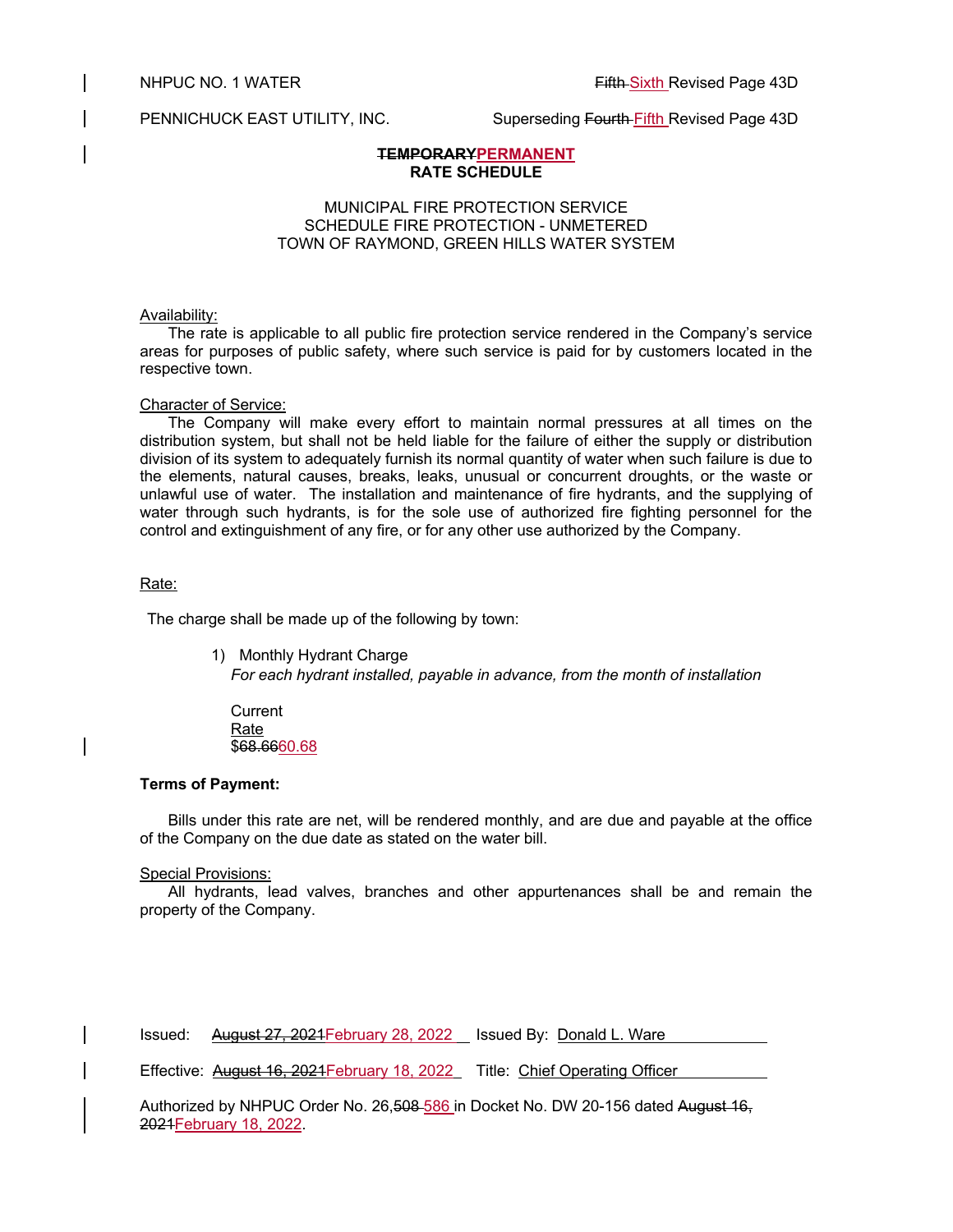NHPUC NO. 1 WATER — ~~Fifth~~ Sixth Revised Page 43D

PENNICHUCK EAST UTILITY, INC. — Superseding ~~Fourth~~ Fifth Revised Page 43D

**~~TEMPORARY~~PERMANENT**
**RATE SCHEDULE**

MUNICIPAL FIRE PROTECTION SERVICE
SCHEDULE FIRE PROTECTION - UNMETERED
TOWN OF RAYMOND, GREEN HILLS WATER SYSTEM

Availability:

The rate is applicable to all public fire protection service rendered in the Company's service areas for purposes of public safety, where such service is paid for by customers located in the respective town.

Character of Service:

The Company will make every effort to maintain normal pressures at all times on the distribution system, but shall not be held liable for the failure of either the supply or distribution division of its system to adequately furnish its normal quantity of water when such failure is due to the elements, natural causes, breaks, leaks, unusual or concurrent droughts, or the waste or unlawful use of water. The installation and maintenance of fire hydrants, and the supplying of water through such hydrants, is for the sole use of authorized fire fighting personnel for the control and extinguishment of any fire, or for any other use authorized by the Company.

Rate:

The charge shall be made up of the following by town:

1) Monthly Hydrant Charge
   *For each hydrant installed, payable in advance, from the month of installation*

   Current
   Rate
   $~~68.66~~60.68

**Terms of Payment:**

Bills under this rate are net, will be rendered monthly, and are due and payable at the office of the Company on the due date as stated on the water bill.

Special Provisions:

All hydrants, lead valves, branches and other appurtenances shall be and remain the property of the Company.

Issued: ~~August 27, 2021~~February 28, 2022 Issued By: Donald L. Ware

Effective: ~~August 16, 2021~~February 18, 2022 Title: Chief Operating Officer

Authorized by NHPUC Order No. 26,~~508~~ 586 in Docket No. DW 20-156 dated ~~August 16, 2021~~February 18, 2022.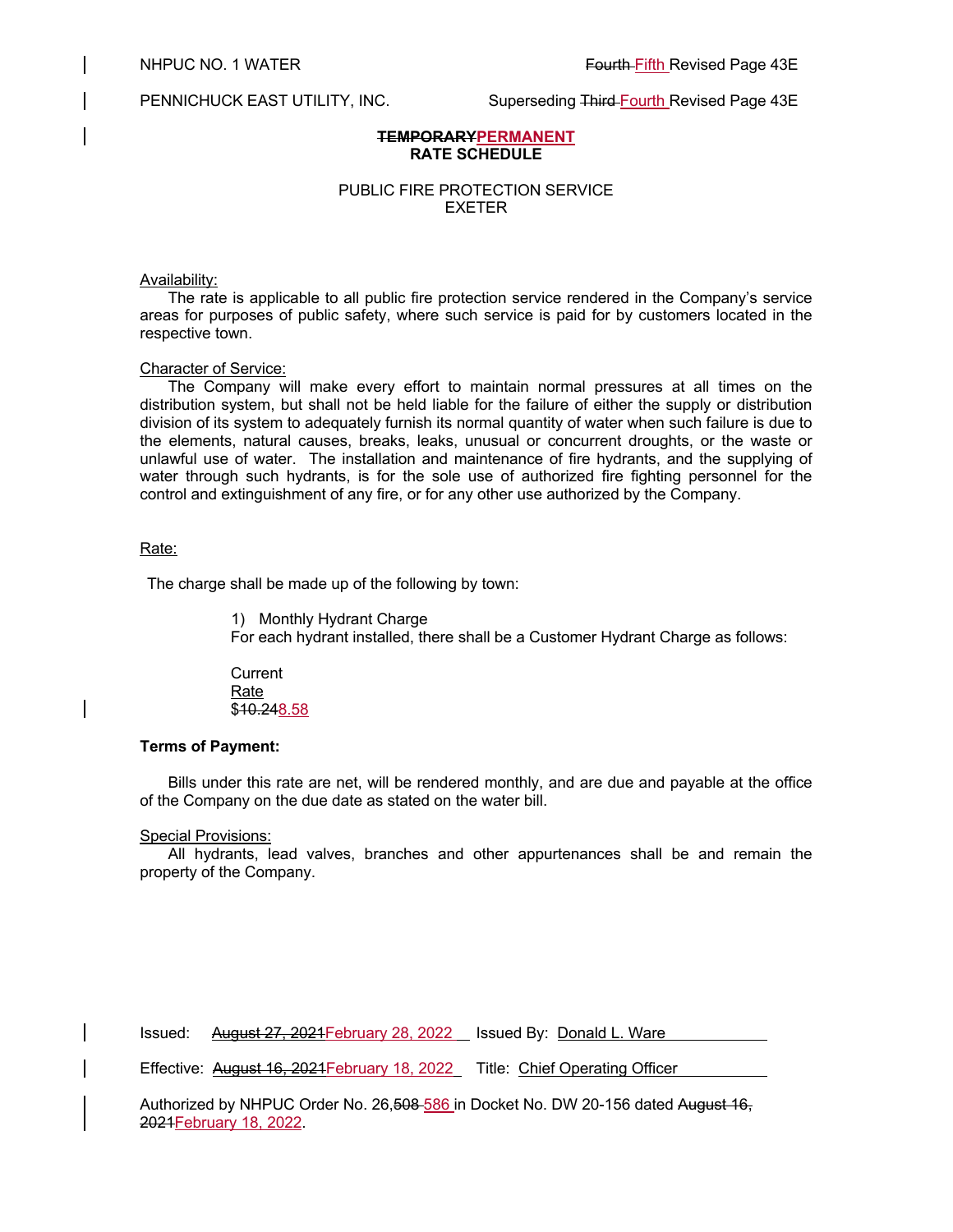NHPUC NO. 1 WATER — ~~Fourth~~ Fifth Revised Page 43E

PENNICHUCK EAST UTILITY, INC. — Superseding ~~Third~~ Fourth Revised Page 43E

**~~TEMPORARY~~PERMANENT**
**RATE SCHEDULE**

PUBLIC FIRE PROTECTION SERVICE
EXETER

Availability:
The rate is applicable to all public fire protection service rendered in the Company's service areas for purposes of public safety, where such service is paid for by customers located in the respective town.

Character of Service:
The Company will make every effort to maintain normal pressures at all times on the distribution system, but shall not be held liable for the failure of either the supply or distribution division of its system to adequately furnish its normal quantity of water when such failure is due to the elements, natural causes, breaks, leaks, unusual or concurrent droughts, or the waste or unlawful use of water. The installation and maintenance of fire hydrants, and the supplying of water through such hydrants, is for the sole use of authorized fire fighting personnel for the control and extinguishment of any fire, or for any other use authorized by the Company.

Rate:

The charge shall be made up of the following by town:

1) Monthly Hydrant Charge
For each hydrant installed, there shall be a Customer Hydrant Charge as follows:

Current
Rate
$~~10.24~~8.58

**Terms of Payment:**

Bills under this rate are net, will be rendered monthly, and are due and payable at the office of the Company on the due date as stated on the water bill.

Special Provisions:
All hydrants, lead valves, branches and other appurtenances shall be and remain the property of the Company.

Issued: ~~August 27, 2021~~February 28, 2022 — Issued By: Donald L. Ware

Effective: ~~August 16, 2021~~February 18, 2022 — Title: Chief Operating Officer

Authorized by NHPUC Order No. 26,~~508~~ 586 in Docket No. DW 20-156 dated ~~August 16, 2021~~February 18, 2022.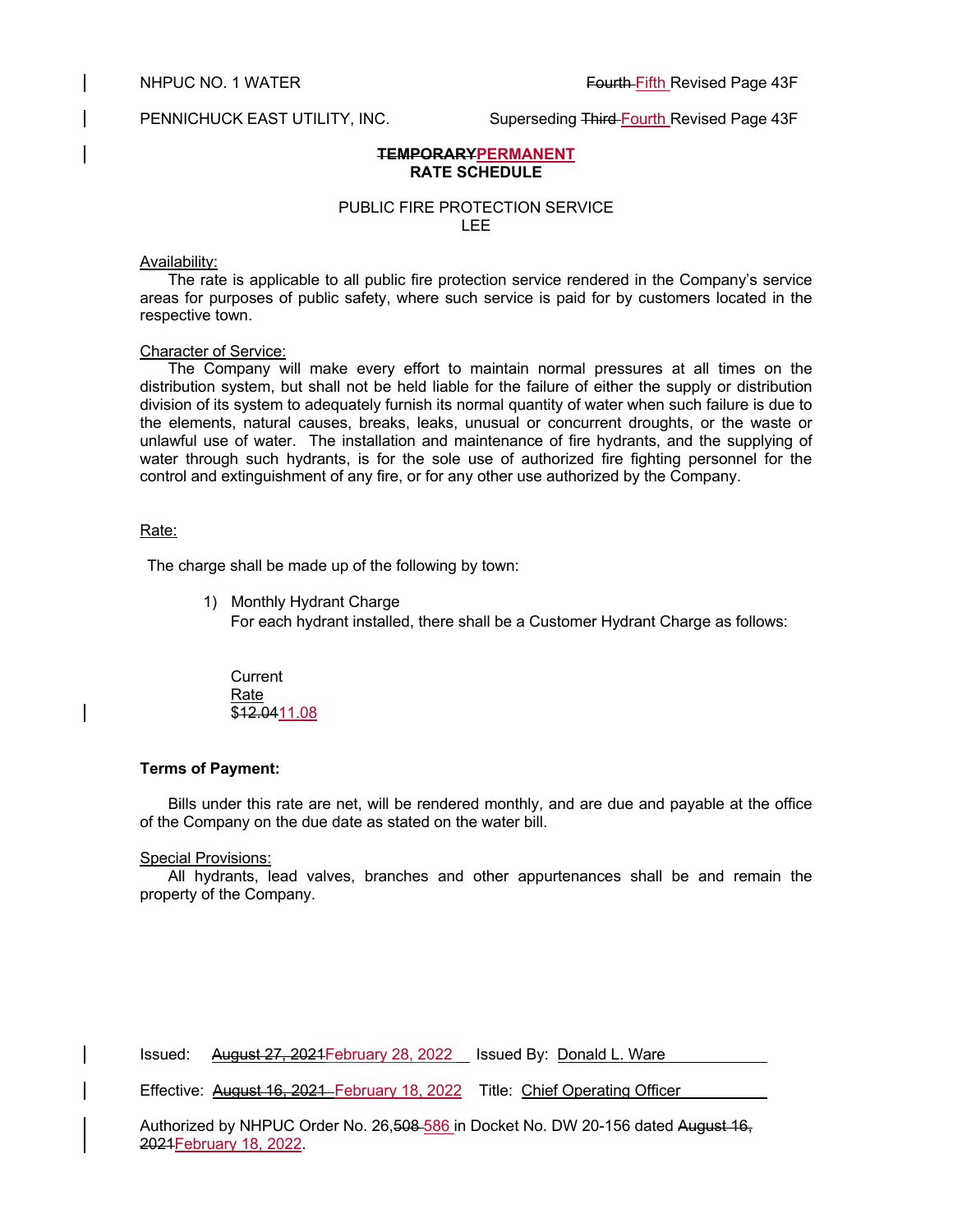NHPUC NO. 1 WATER ~~Fourth~~ Fifth Revised Page 43F

PENNICHUCK EAST UTILITY, INC. Superseding ~~Third~~ Fourth Revised Page 43F

**~~TEMPORARY~~PERMANENT**
**RATE SCHEDULE**

PUBLIC FIRE PROTECTION SERVICE
LEE

Availability:
The rate is applicable to all public fire protection service rendered in the Company's service areas for purposes of public safety, where such service is paid for by customers located in the respective town.

Character of Service:
The Company will make every effort to maintain normal pressures at all times on the distribution system, but shall not be held liable for the failure of either the supply or distribution division of its system to adequately furnish its normal quantity of water when such failure is due to the elements, natural causes, breaks, leaks, unusual or concurrent droughts, or the waste or unlawful use of water. The installation and maintenance of fire hydrants, and the supplying of water through such hydrants, is for the sole use of authorized fire fighting personnel for the control and extinguishment of any fire, or for any other use authorized by the Company.

Rate:

The charge shall be made up of the following by town:

1) Monthly Hydrant Charge
   For each hydrant installed, there shall be a Customer Hydrant Charge as follows:

   Current
   Rate
   $~~12.04~~11.08

**Terms of Payment:**

Bills under this rate are net, will be rendered monthly, and are due and payable at the office of the Company on the due date as stated on the water bill.

Special Provisions:
All hydrants, lead valves, branches and other appurtenances shall be and remain the property of the Company.

Issued: ~~August 27, 2021~~February 28, 2022 Issued By: Donald L. Ware

Effective: ~~August 16, 2021~~ February 18, 2022 Title: Chief Operating Officer

Authorized by NHPUC Order No. 26,~~508~~ 586 in Docket No. DW 20-156 dated ~~August 16, 2021~~February 18, 2022.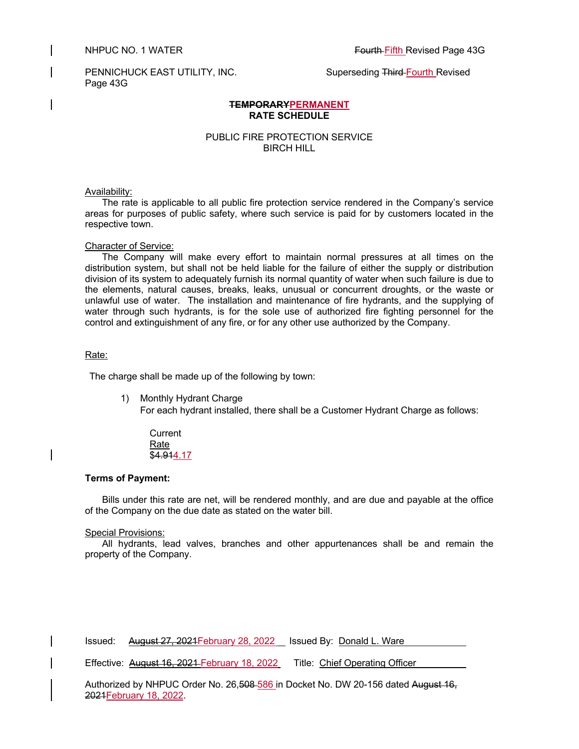NHPUC NO. 1 WATER ~~Fourth~~ Fifth Revised Page 43G

PENNICHUCK EAST UTILITY, INC. Superseding ~~Third~~ Fourth Revised Page 43G

**~~TEMPORARY~~PERMANENT**
**RATE SCHEDULE**

PUBLIC FIRE PROTECTION SERVICE
BIRCH HILL

Availability:
The rate is applicable to all public fire protection service rendered in the Company's service areas for purposes of public safety, where such service is paid for by customers located in the respective town.

Character of Service:
The Company will make every effort to maintain normal pressures at all times on the distribution system, but shall not be held liable for the failure of either the supply or distribution division of its system to adequately furnish its normal quantity of water when such failure is due to the elements, natural causes, breaks, leaks, unusual or concurrent droughts, or the waste or unlawful use of water. The installation and maintenance of fire hydrants, and the supplying of water through such hydrants, is for the sole use of authorized fire fighting personnel for the control and extinguishment of any fire, or for any other use authorized by the Company.

Rate:

The charge shall be made up of the following by town:

1) Monthly Hydrant Charge
For each hydrant installed, there shall be a Customer Hydrant Charge as follows:

Current
Rate
$~~4.91~~4.17

**Terms of Payment:**

Bills under this rate are net, will be rendered monthly, and are due and payable at the office of the Company on the due date as stated on the water bill.

Special Provisions:
All hydrants, lead valves, branches and other appurtenances shall be and remain the property of the Company.

Issued: ~~August 27, 2021~~February 28, 2022 Issued By: Donald L. Ware

Effective: ~~August 16, 2021~~ February 18, 2022 Title: Chief Operating Officer

Authorized by NHPUC Order No. 26,~~508~~ 586 in Docket No. DW 20-156 dated ~~August 16, 2021~~February 18, 2022.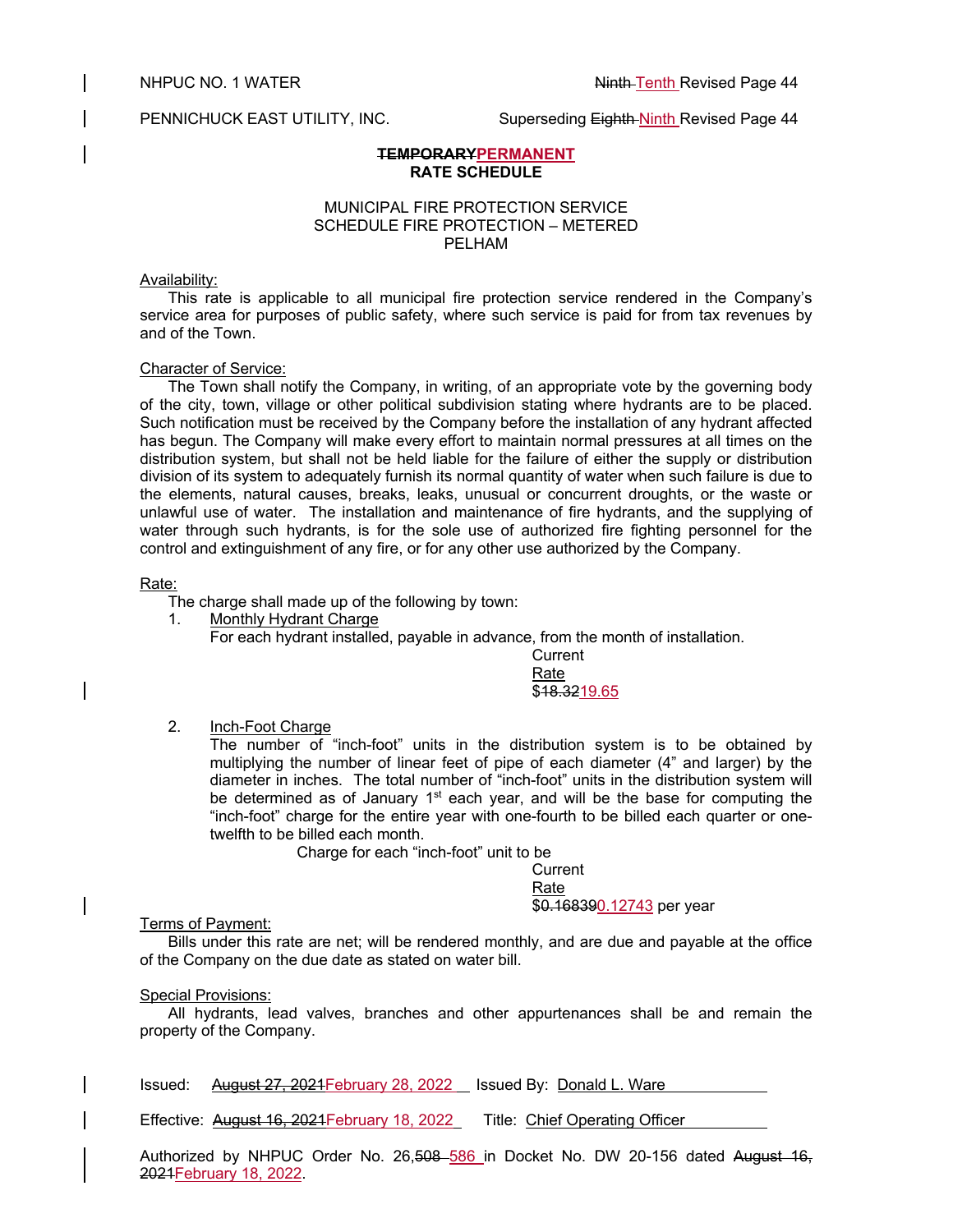NHPUC NO. 1 WATER ~~Ninth~~ Tenth Revised Page 44

PENNICHUCK EAST UTILITY, INC. Superseding ~~Eighth~~ Ninth Revised Page 44

**~~TEMPORARY~~PERMANENT**
**RATE SCHEDULE**

MUNICIPAL FIRE PROTECTION SERVICE
SCHEDULE FIRE PROTECTION – METERED
PELHAM

Availability:
This rate is applicable to all municipal fire protection service rendered in the Company's service area for purposes of public safety, where such service is paid for from tax revenues by and of the Town.

Character of Service:
The Town shall notify the Company, in writing, of an appropriate vote by the governing body of the city, town, village or other political subdivision stating where hydrants are to be placed. Such notification must be received by the Company before the installation of any hydrant affected has begun. The Company will make every effort to maintain normal pressures at all times on the distribution system, but shall not be held liable for the failure of either the supply or distribution division of its system to adequately furnish its normal quantity of water when such failure is due to the elements, natural causes, breaks, leaks, unusual or concurrent droughts, or the waste or unlawful use of water. The installation and maintenance of fire hydrants, and the supplying of water through such hydrants, is for the sole use of authorized fire fighting personnel for the control and extinguishment of any fire, or for any other use authorized by the Company.

Rate:
The charge shall made up of the following by town:

1. Monthly Hydrant Charge
   For each hydrant installed, payable in advance, from the month of installation.

   Current
   Rate
   $~~18.32~~19.65

2. Inch-Foot Charge
   The number of "inch-foot" units in the distribution system is to be obtained by multiplying the number of linear feet of pipe of each diameter (4" and larger) by the diameter in inches. The total number of "inch-foot" units in the distribution system will be determined as of January 1st each year, and will be the base for computing the "inch-foot" charge for the entire year with one-fourth to be billed each quarter or one-twelfth to be billed each month.

   Charge for each "inch-foot" unit to be

   Current
   Rate
   $~~0.16839~~0.12743 per year

Terms of Payment:
Bills under this rate are net; will be rendered monthly, and are due and payable at the office of the Company on the due date as stated on water bill.

Special Provisions:
All hydrants, lead valves, branches and other appurtenances shall be and remain the property of the Company.

Issued: ~~August 27, 2021~~February 28, 2022 Issued By: Donald L. Ware

Effective: ~~August 16, 2021~~February 18, 2022 Title: Chief Operating Officer

Authorized by NHPUC Order No. 26,~~508~~ 586 in Docket No. DW 20-156 dated ~~August 16, 2021~~February 18, 2022.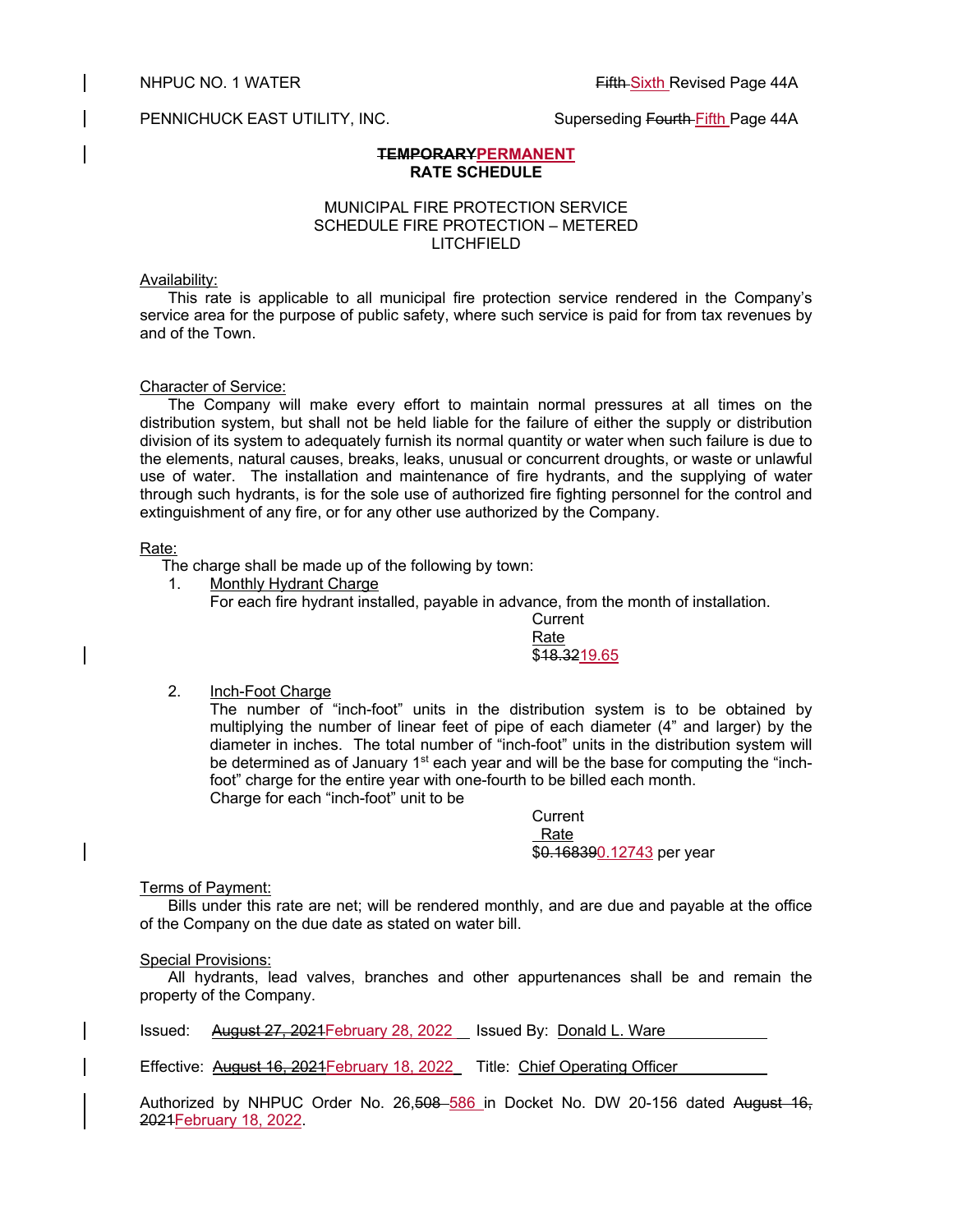NHPUC NO. 1 WATER Fifth Sixth Revised Page 44A

PENNICHUCK EAST UTILITY, INC. Superseding Fourth Fifth Page 44A

**~~TEMPORARY~~PERMANENT**
**RATE SCHEDULE**

MUNICIPAL FIRE PROTECTION SERVICE
SCHEDULE FIRE PROTECTION – METERED
LITCHFIELD

Availability:

This rate is applicable to all municipal fire protection service rendered in the Company's service area for the purpose of public safety, where such service is paid for from tax revenues by and of the Town.

Character of Service:

The Company will make every effort to maintain normal pressures at all times on the distribution system, but shall not be held liable for the failure of either the supply or distribution division of its system to adequately furnish its normal quantity or water when such failure is due to the elements, natural causes, breaks, leaks, unusual or concurrent droughts, or waste or unlawful use of water. The installation and maintenance of fire hydrants, and the supplying of water through such hydrants, is for the sole use of authorized fire fighting personnel for the control and extinguishment of any fire, or for any other use authorized by the Company.

Rate:

The charge shall be made up of the following by town:

1. Monthly Hydrant Charge
   For each fire hydrant installed, payable in advance, from the month of installation.

   Current
   Rate
   $~~18.32~~19.65

2. Inch-Foot Charge
   The number of "inch-foot" units in the distribution system is to be obtained by multiplying the number of linear feet of pipe of each diameter (4" and larger) by the diameter in inches. The total number of "inch-foot" units in the distribution system will be determined as of January 1st each year and will be the base for computing the "inch-foot" charge for the entire year with one-fourth to be billed each month.
   Charge for each "inch-foot" unit to be

   Current
   Rate
   $~~0.16839~~0.12743 per year

Terms of Payment:

Bills under this rate are net; will be rendered monthly, and are due and payable at the office of the Company on the due date as stated on water bill.

Special Provisions:

All hydrants, lead valves, branches and other appurtenances shall be and remain the property of the Company.

Issued: ~~August 27, 2021~~February 28, 2022 Issued By: Donald L. Ware

Effective: ~~August 16, 2021~~February 18, 2022 Title: Chief Operating Officer

Authorized by NHPUC Order No. 26,~~508~~ 586 in Docket No. DW 20-156 dated ~~August 16, 2021~~February 18, 2022.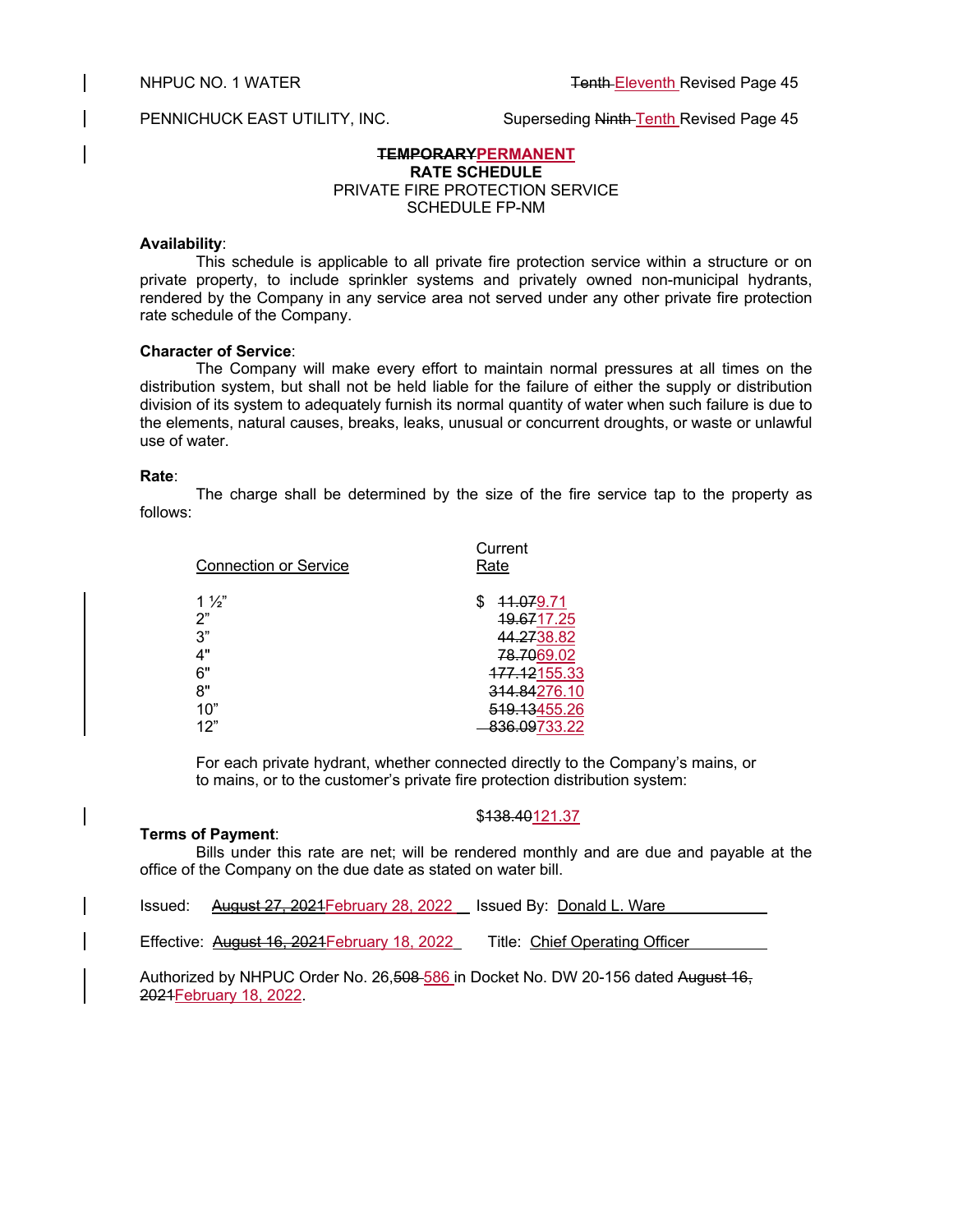NHPUC NO. 1 WATER — ~~Tenth~~ Eleventh Revised Page 45

PENNICHUCK EAST UTILITY, INC. — Superseding ~~Ninth~~ Tenth Revised Page 45

**~~TEMPORARY~~PERMANENT**
**RATE SCHEDULE**
PRIVATE FIRE PROTECTION SERVICE
SCHEDULE FP-NM

**Availability**:

This schedule is applicable to all private fire protection service within a structure or on private property, to include sprinkler systems and privately owned non-municipal hydrants, rendered by the Company in any service area not served under any other private fire protection rate schedule of the Company.

**Character of Service**:

The Company will make every effort to maintain normal pressures at all times on the distribution system, but shall not be held liable for the failure of either the supply or distribution division of its system to adequately furnish its normal quantity of water when such failure is due to the elements, natural causes, breaks, leaks, unusual or concurrent droughts, or waste or unlawful use of water.

**Rate**:

The charge shall be determined by the size of the fire service tap to the property as follows:

| Connection or Service | Current Rate |
|---|---|
| 1 ½" | $ ~~11.07~~9.71 |
| 2" | ~~19.67~~17.25 |
| 3" | ~~44.27~~38.82 |
| 4" | ~~78.70~~69.02 |
| 6" | ~~177.12~~155.33 |
| 8" | ~~314.84~~276.10 |
| 10" | ~~519.13~~455.26 |
| 12" | ~~836.09~~733.22 |

For each private hydrant, whether connected directly to the Company's mains, or to mains, or to the customer's private fire protection distribution system:

$~~138.40~~121.37

**Terms of Payment**:

Bills under this rate are net; will be rendered monthly and are due and payable at the office of the Company on the due date as stated on water bill.

Issued: ~~August 27, 2021~~February 28, 2022 — Issued By: Donald L. Ware

Effective: ~~August 16, 2021~~February 18, 2022 — Title: Chief Operating Officer

Authorized by NHPUC Order No. 26,~~508~~ 586 in Docket No. DW 20-156 dated ~~August 16, 2021~~February 18, 2022.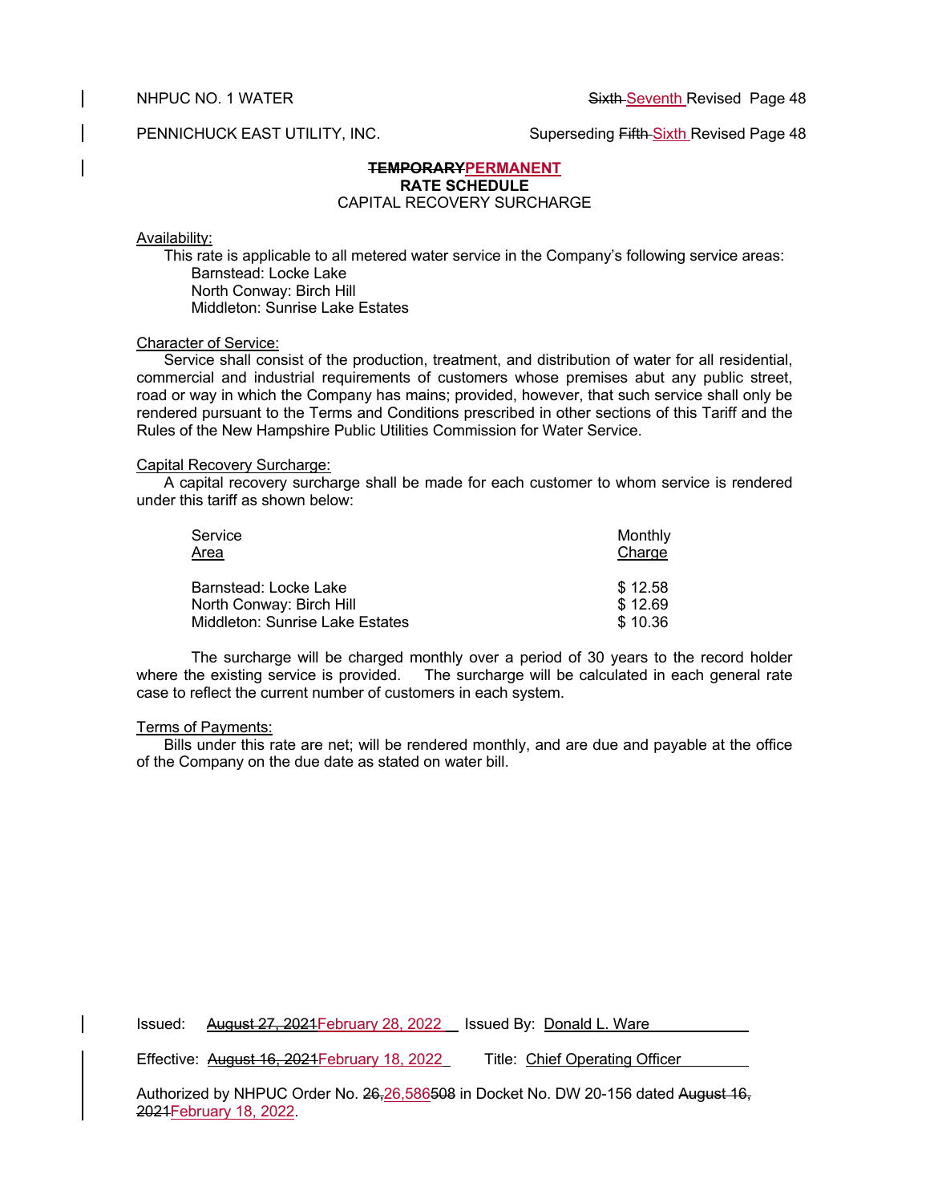NHPUC NO. 1 WATER — ~~Sixth~~ Seventh Revised Page 48

PENNICHUCK EAST UTILITY, INC. — Superseding ~~Fifth~~ Sixth Revised Page 48

## ~~TEMPORARY~~PERMANENT
## RATE SCHEDULE
### CAPITAL RECOVERY SURCHARGE

Availability:

This rate is applicable to all metered water service in the Company's following service areas:

- Barnstead: Locke Lake
- North Conway: Birch Hill
- Middleton: Sunrise Lake Estates

Character of Service:

Service shall consist of the production, treatment, and distribution of water for all residential, commercial and industrial requirements of customers whose premises abut any public street, road or way in which the Company has mains; provided, however, that such service shall only be rendered pursuant to the Terms and Conditions prescribed in other sections of this Tariff and the Rules of the New Hampshire Public Utilities Commission for Water Service.

Capital Recovery Surcharge:

A capital recovery surcharge shall be made for each customer to whom service is rendered under this tariff as shown below:

| Service Area | Monthly Charge |
|---|---|
| Barnstead: Locke Lake | $ 12.58 |
| North Conway: Birch Hill | $ 12.69 |
| Middleton: Sunrise Lake Estates | $ 10.36 |

The surcharge will be charged monthly over a period of 30 years to the record holder where the existing service is provided. The surcharge will be calculated in each general rate case to reflect the current number of customers in each system.

Terms of Payments:

Bills under this rate are net; will be rendered monthly, and are due and payable at the office of the Company on the due date as stated on water bill.

Issued: ~~August 27, 2021~~ February 28, 2022 Issued By: Donald L. Ware

Effective: ~~August 16, 2021~~ February 18, 2022 Title: Chief Operating Officer

Authorized by NHPUC Order No. ~~26,~~ 26,586 ~~508~~ in Docket No. DW 20-156 dated ~~August 16, 2021~~ February 18, 2022.